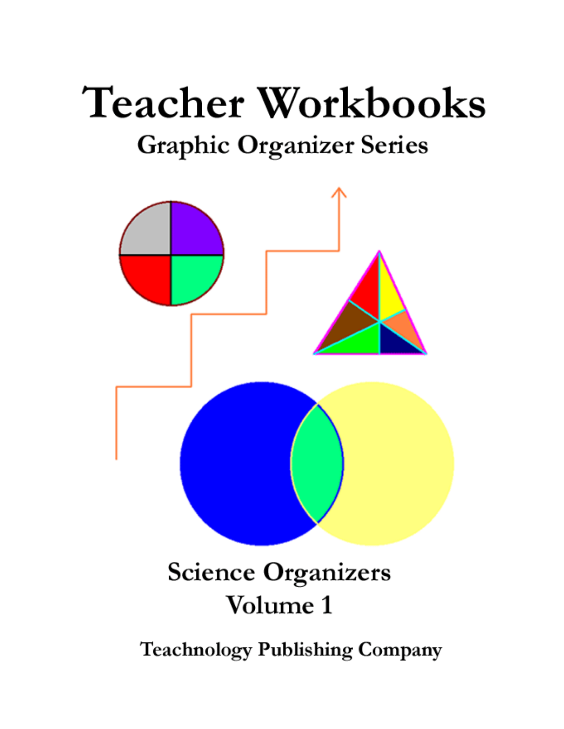# Teacher Workbooks

## Graphic Organizer Series

## Science Organizers
## Volume 1

**Teachnology Publishing Company**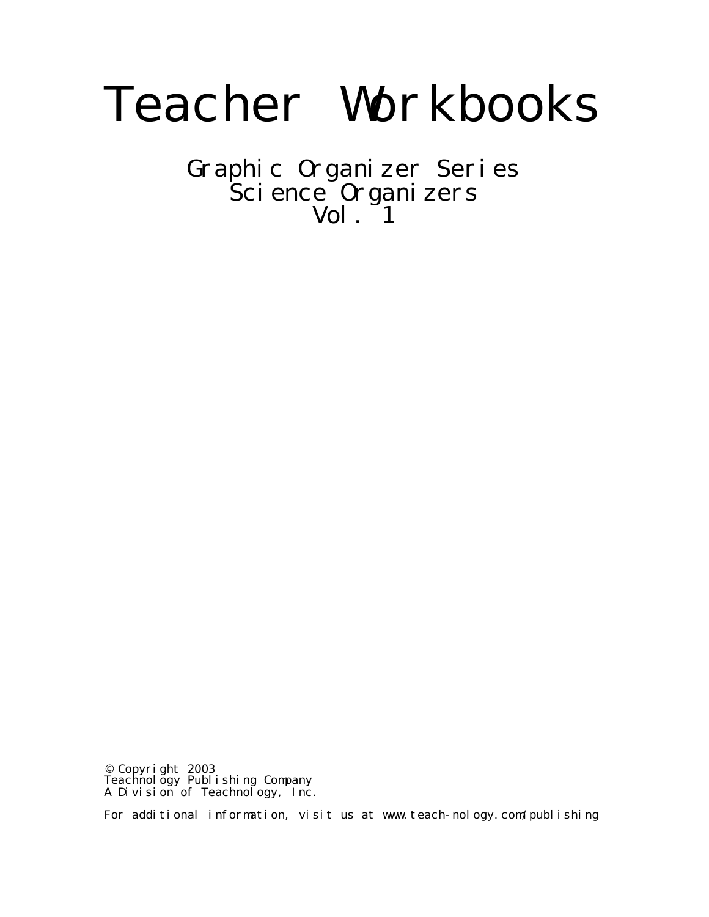# Teacher Workbooks

## Graphic Organizer Series
## Science Organizers
## Vol. 1

© Copyright 2003
Teachnology Publishing Company
A Division of Teachnology, Inc.

For additional information, visit us at www.teach-nology.com/publishing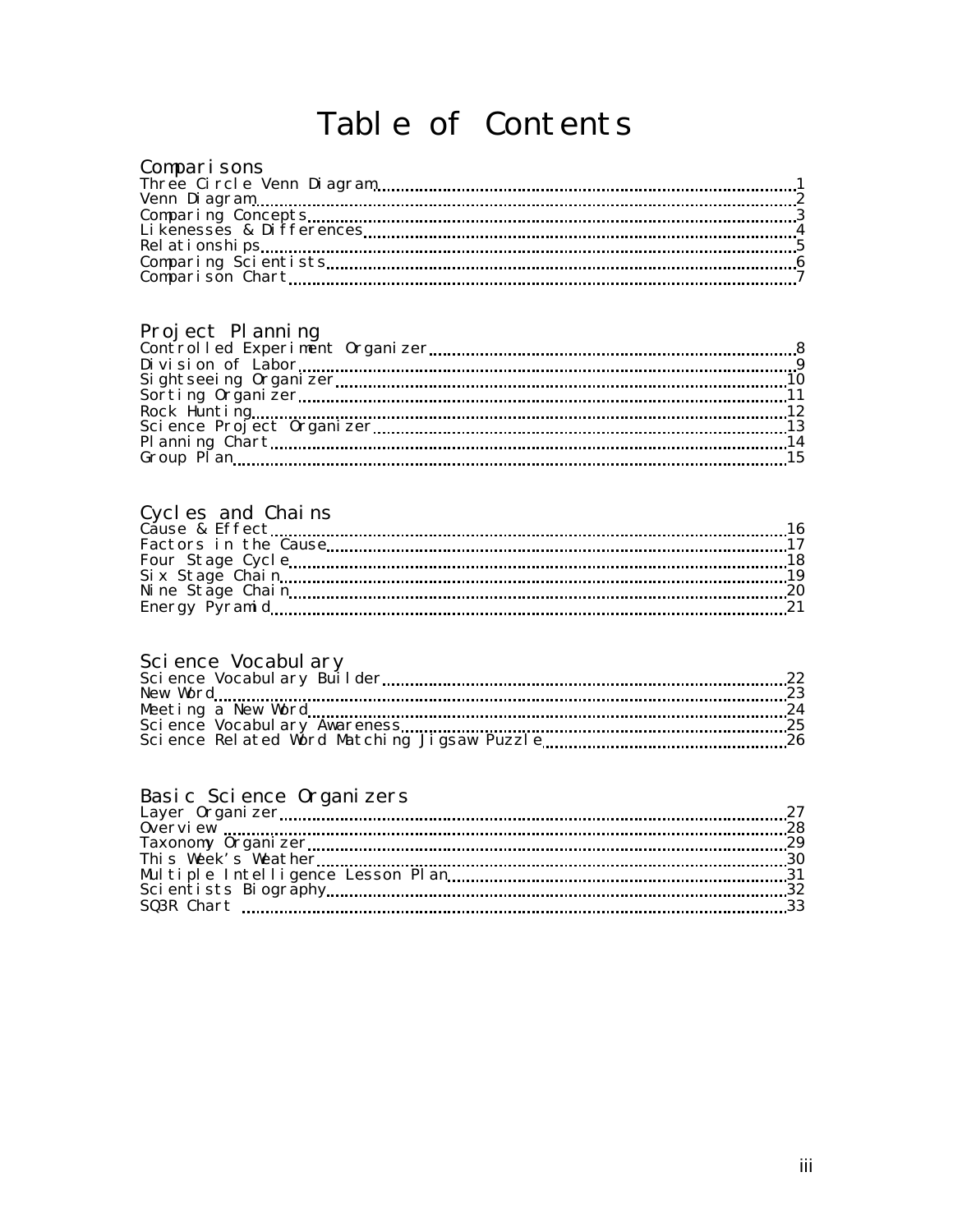# Table of Contents

## Comparisons

Three Circle Venn Diagram ........ 1
Venn Diagram ........ 2
Comparing Concepts ........ 3
Likenesses & Differences ........ 4
Relationships ........ 5
Comparing Scientists ........ 6
Comparison Chart ........ 7

## Project Planning

Controlled Experiment Organizer ........ 8
Division of Labor ........ 9
Sightseeing Organizer ........ 10
Sorting Organizer ........ 11
Rock Hunting ........ 12
Science Project Organizer ........ 13
Planning Chart ........ 14
Group Plan ........ 15

## Cycles and Chains

Cause & Effect ........ 16
Factors in the Cause ........ 17
Four Stage Cycle ........ 18
Six Stage Chain ........ 19
Nine Stage Chain ........ 20
Energy Pyramid ........ 21

## Science Vocabulary

Science Vocabulary Builder ........ 22
New Word ........ 23
Meeting a New Word ........ 24
Science Vocabulary Awareness ........ 25
Science Related Word Matching Jigsaw Puzzle ........ 26

## Basic Science Organizers

Layer Organizer ........ 27
Overview ........ 28
Taxonomy Organizer ........ 29
This Week's Weather ........ 30
Multiple Intelligence Lesson Plan ........ 31
Scientists Biography ........ 32
SQ3R Chart ........ 33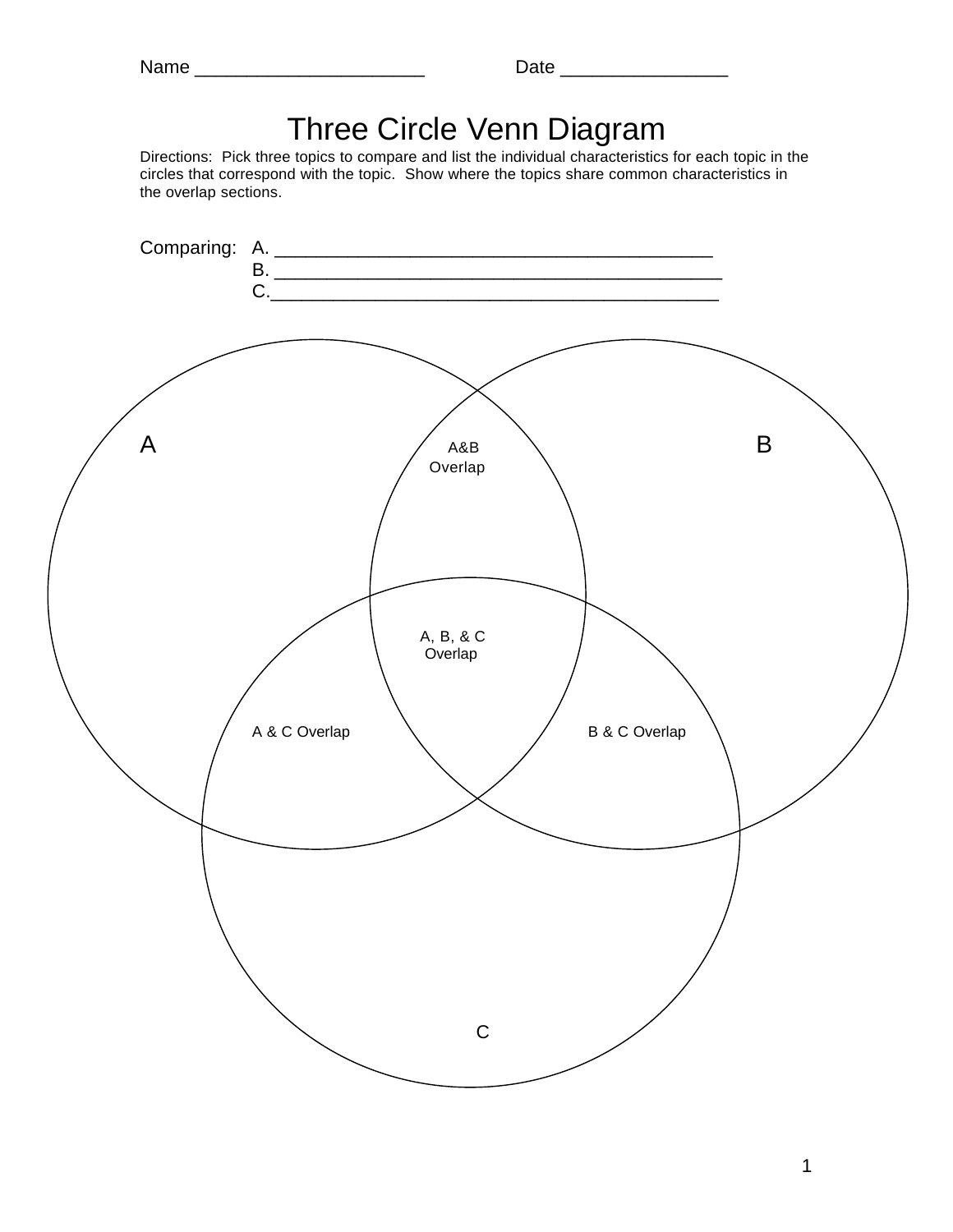Name ______________________ Date ________________

# Three Circle Venn Diagram

Directions: Pick three topics to compare and list the individual characteristics for each topic in the circles that correspond with the topic. Show where the topics share common characteristics in the overlap sections.

Comparing: A. ___________________________________________
B. ___________________________________________
C.___________________________________________

A

A&B Overlap

B

A, B, & C Overlap

A & C Overlap

B & C Overlap

C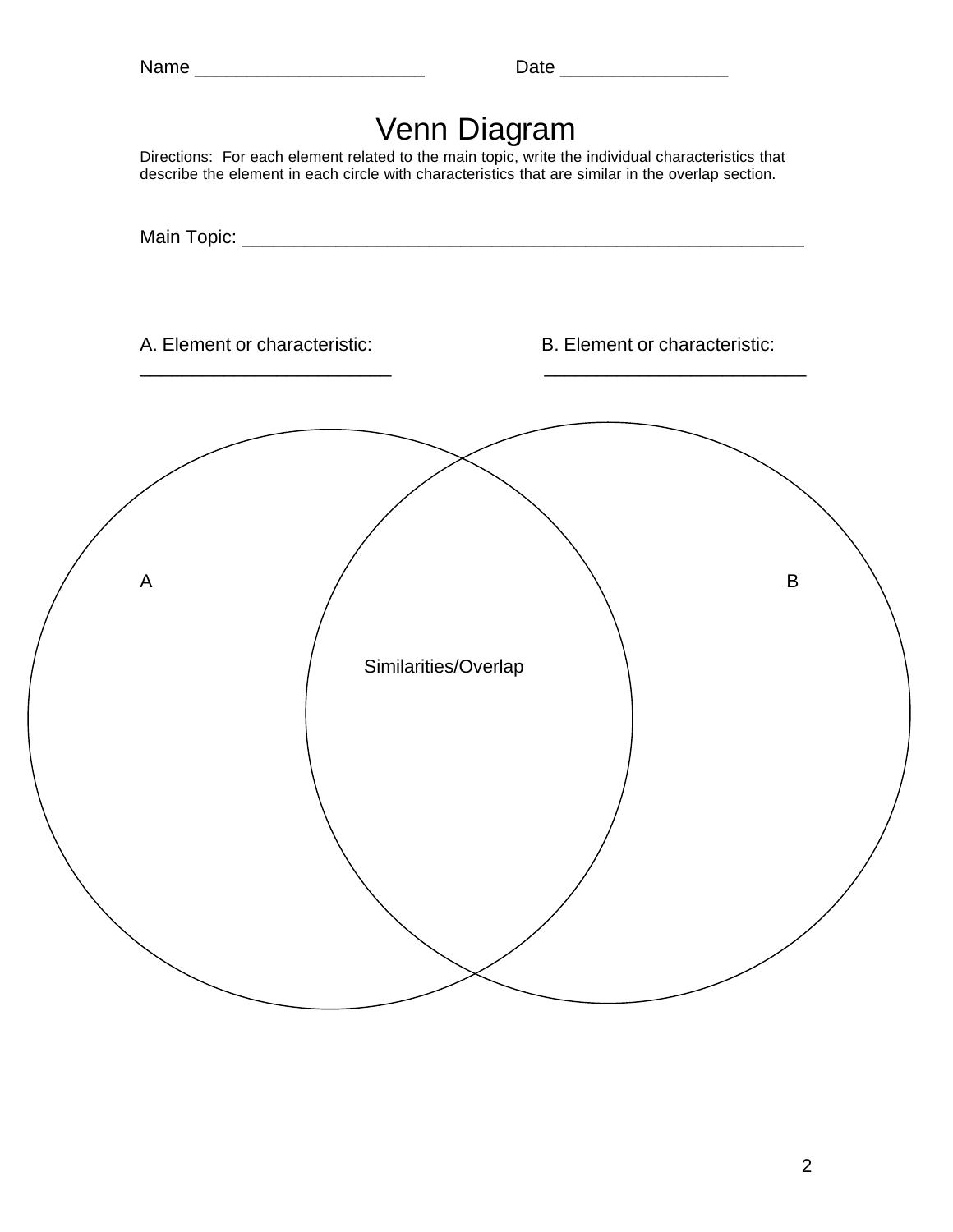Name ______________________ Date ________________

# Venn Diagram

Directions: For each element related to the main topic, write the individual characteristics that describe the element in each circle with characteristics that are similar in the overlap section.

Main Topic: _______________________________________________________

A. Element or characteristic: ________________________

B. Element or characteristic: _________________________

A

B

Similarities/Overlap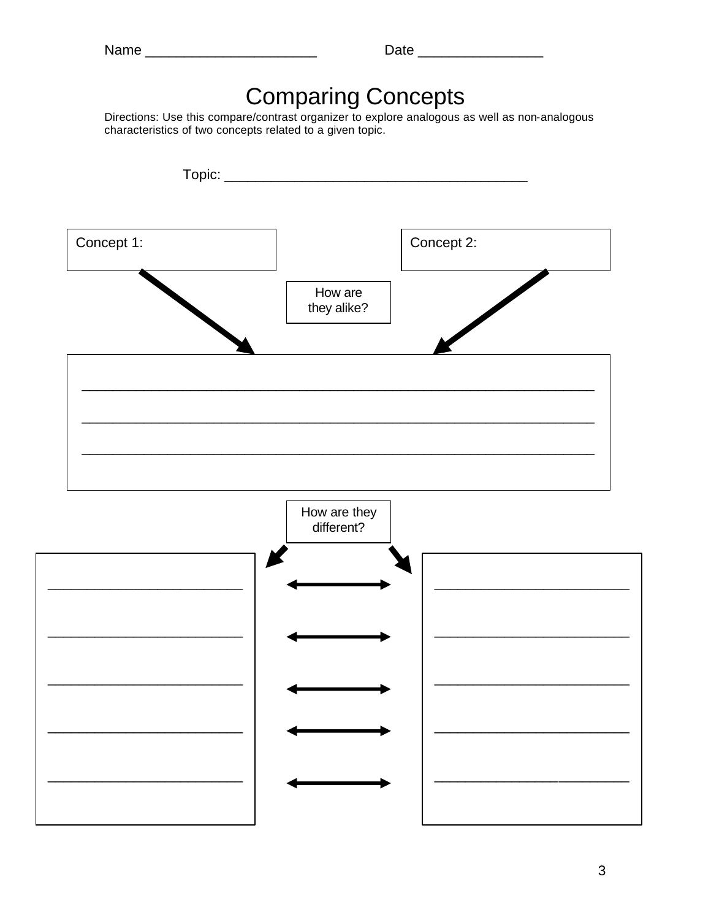Name ______________________ Date ________________

# Comparing Concepts

Directions: Use this compare/contrast organizer to explore analogous as well as non-analogous characteristics of two concepts related to a given topic.

Topic: ________________________________________

Concept 1:

Concept 2:

How are they alike?

_______________________________________________________________

_______________________________________________________________

_______________________________________________________________

How are they different?

| Concept 1 | | Concept 2 |
|---|---|---|
| _________________________ | ↔ | _________________________ |
| _________________________ | ↔ | _________________________ |
| _________________________ | ↔ | _________________________ |
| _________________________ | ↔ | _________________________ |
| _________________________ | ↔ | _________________________ |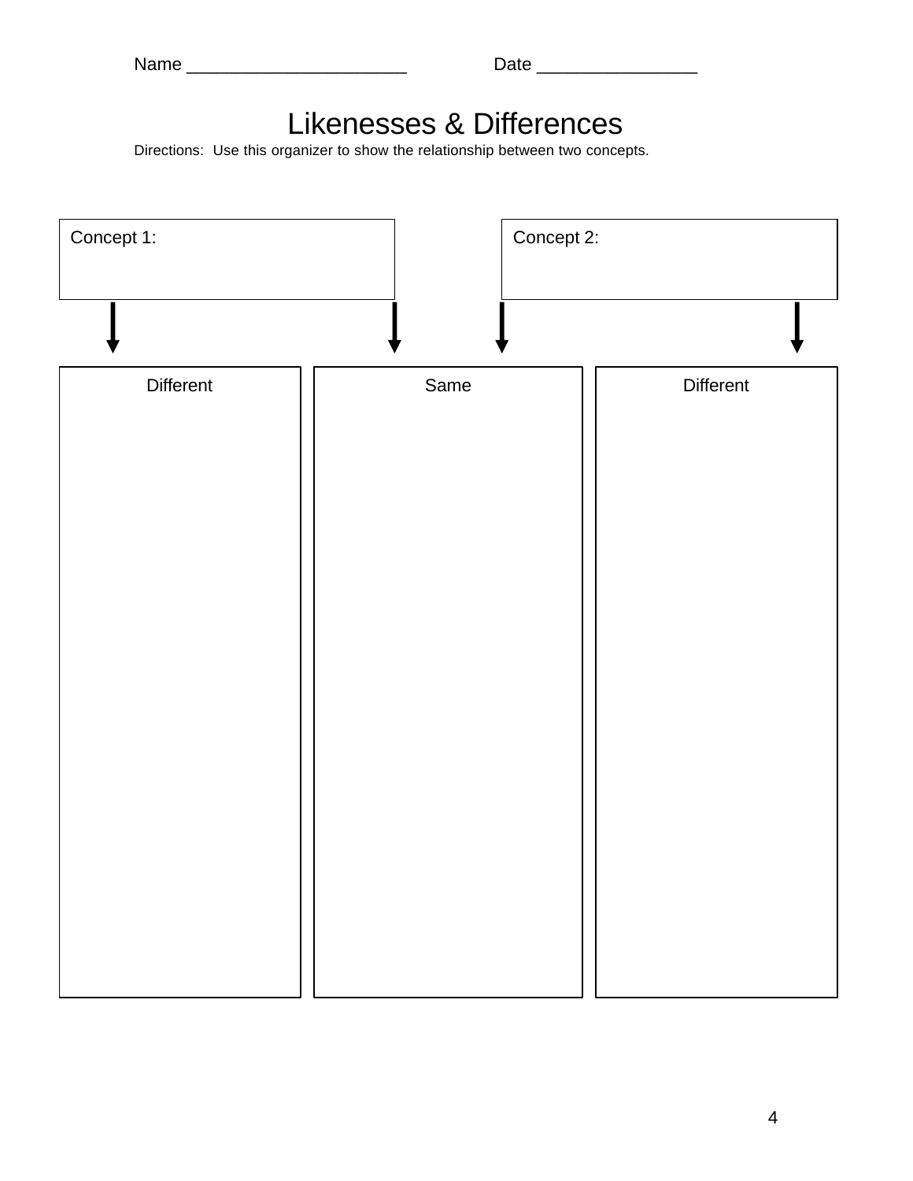Name ______________________ Date ________________

# Likenesses & Differences

Directions: Use this organizer to show the relationship between two concepts.

| Concept 1: | Concept 2: |
|---|---|
| | |

| Different | Same | Different |
|---|---|---|
| | | |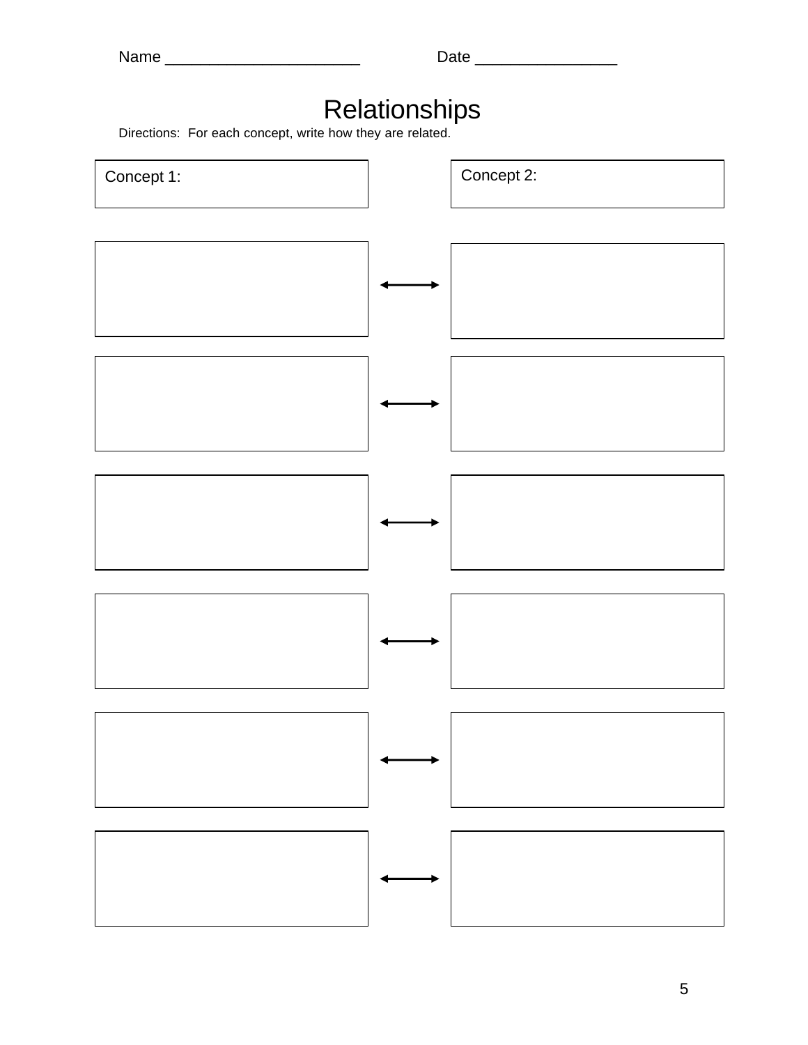Name ______________________ Date ________________

# Relationships

Directions: For each concept, write how they are related.

| Concept 1: | | Concept 2: |
| --- | --- | --- |
| | ⟷ | |
| | ⟷ | |
| | ⟷ | |
| | ⟷ | |
| | ⟷ | |
| | ⟷ | |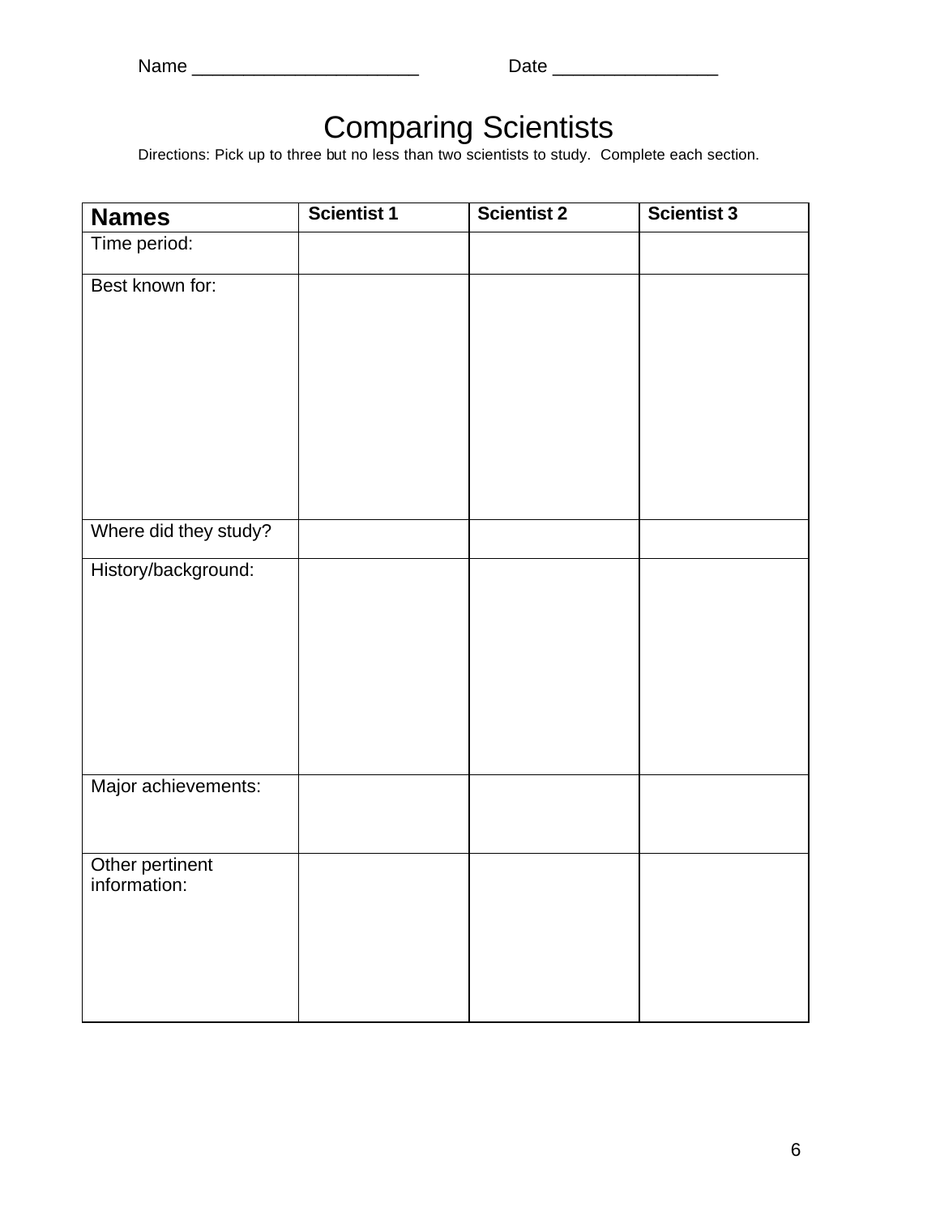Name ______________________ Date ________________

# Comparing Scientists

Directions: Pick up to three but no less than two scientists to study. Complete each section.

| **Names** | **Scientist 1** | **Scientist 2** | **Scientist 3** |
|---|---|---|---|
| Time period: | | | |
| Best known for: | | | |
| Where did they study? | | | |
| History/background: | | | |
| Major achievements: | | | |
| Other pertinent information: | | | |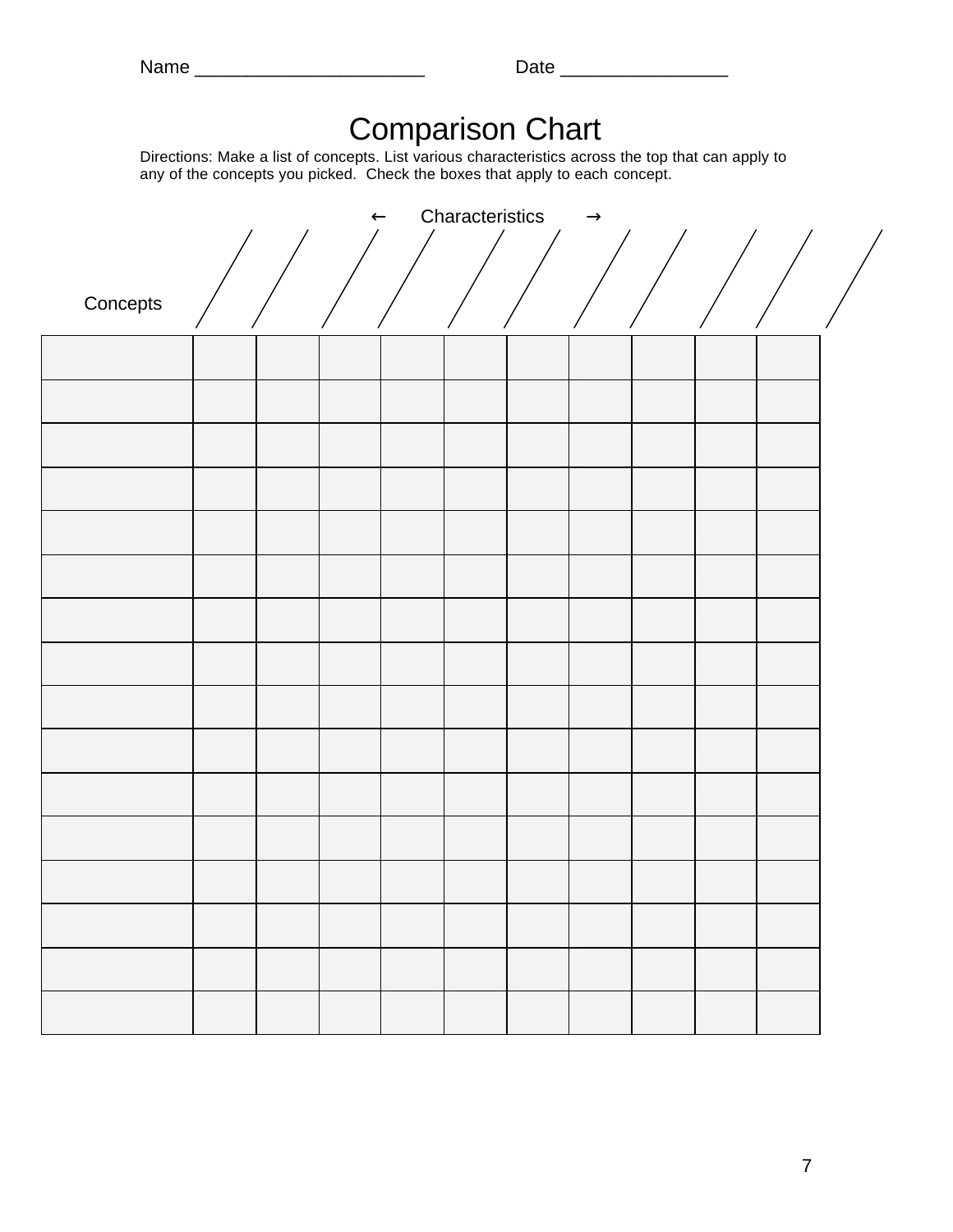Name ______________________ Date ________________

# Comparison Chart

Directions: Make a list of concepts. List various characteristics across the top that can apply to any of the concepts you picked. Check the boxes that apply to each concept.

← Characteristics →

| Concepts | | | | | | | | | | |
|---|---|---|---|---|---|---|---|---|---|---|
| | | | | | | | | | | |
| | | | | | | | | | | |
| | | | | | | | | | | |
| | | | | | | | | | | |
| | | | | | | | | | | |
| | | | | | | | | | | |
| | | | | | | | | | | |
| | | | | | | | | | | |
| | | | | | | | | | | |
| | | | | | | | | | | |
| | | | | | | | | | | |
| | | | | | | | | | | |
| | | | | | | | | | | |
| | | | | | | | | | | |
| | | | | | | | | | | |
| | | | | | | | | | | |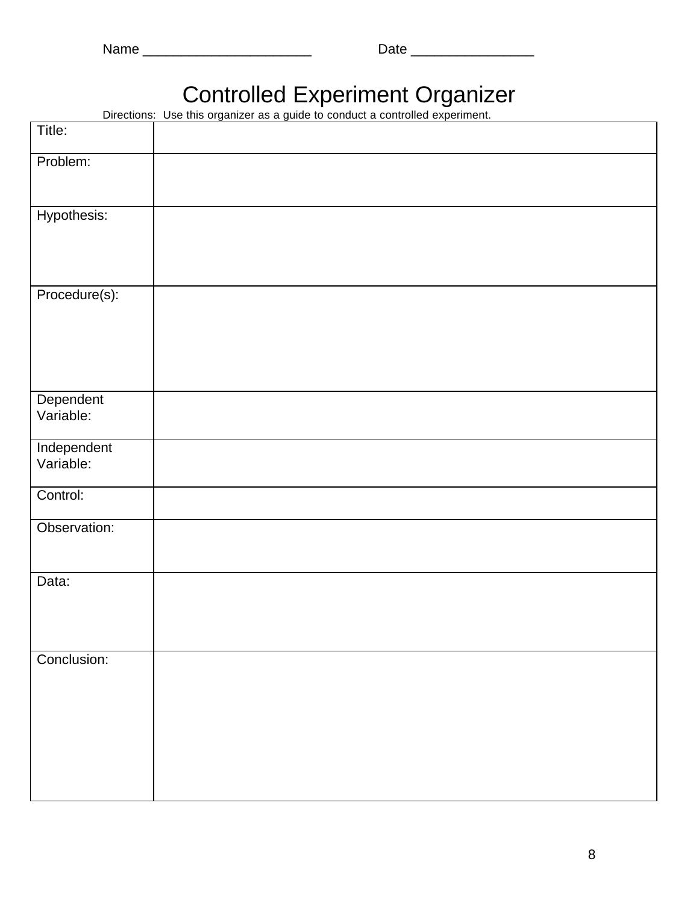Name ______________________ Date ________________

# Controlled Experiment Organizer

Directions: Use this organizer as a guide to conduct a controlled experiment.

| | |
|---|---|
| Title: | |
| Problem: | |
| Hypothesis: | |
| Procedure(s): | |
| Dependent Variable: | |
| Independent Variable: | |
| Control: | |
| Observation: | |
| Data: | |
| Conclusion: | |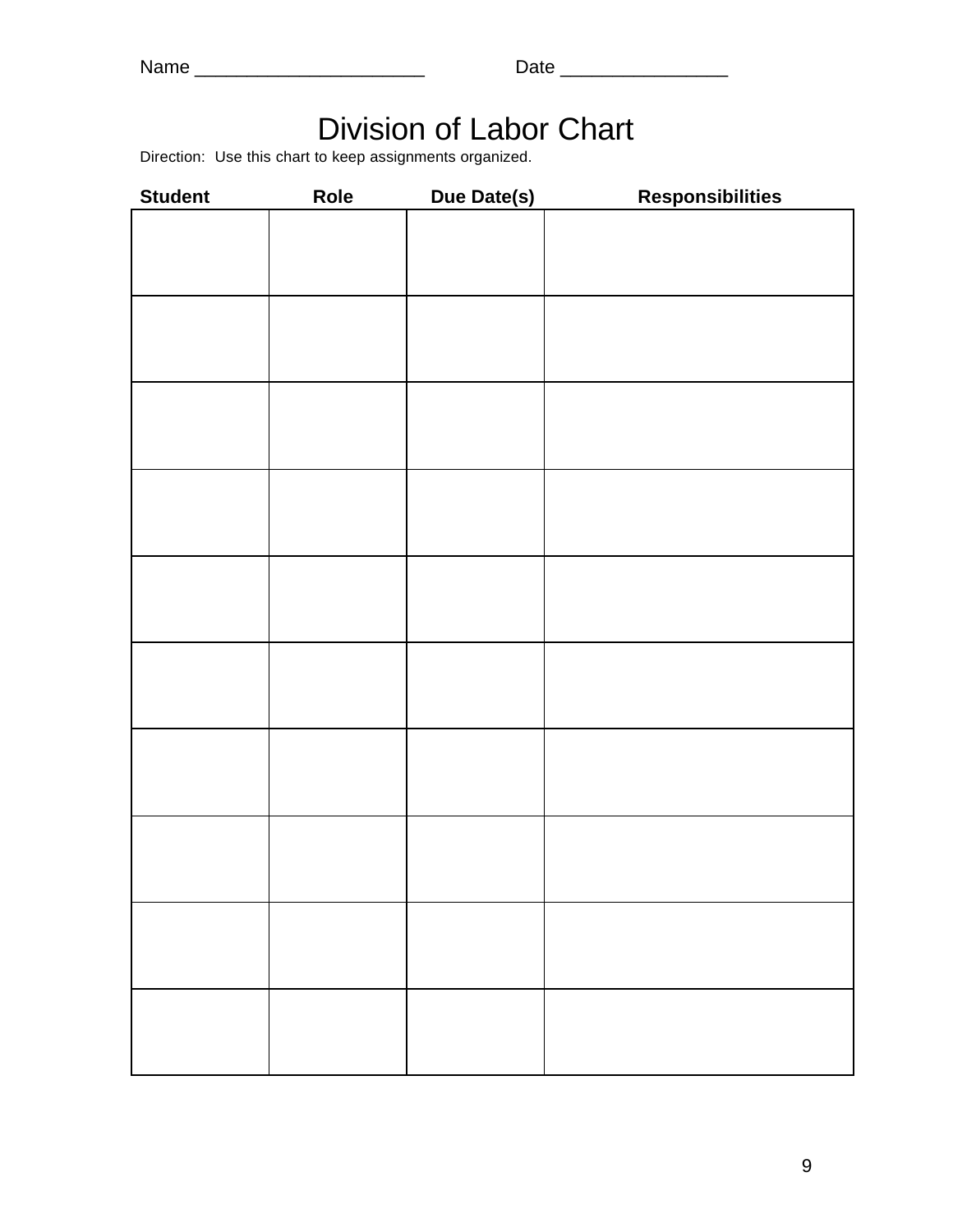Name ______________________ Date ________________

# Division of Labor Chart

Direction: Use this chart to keep assignments organized.

| Student | Role | Due Date(s) | Responsibilities |
|---|---|---|---|
| | | | |
| | | | |
| | | | |
| | | | |
| | | | |
| | | | |
| | | | |
| | | | |
| | | | |
| | | | |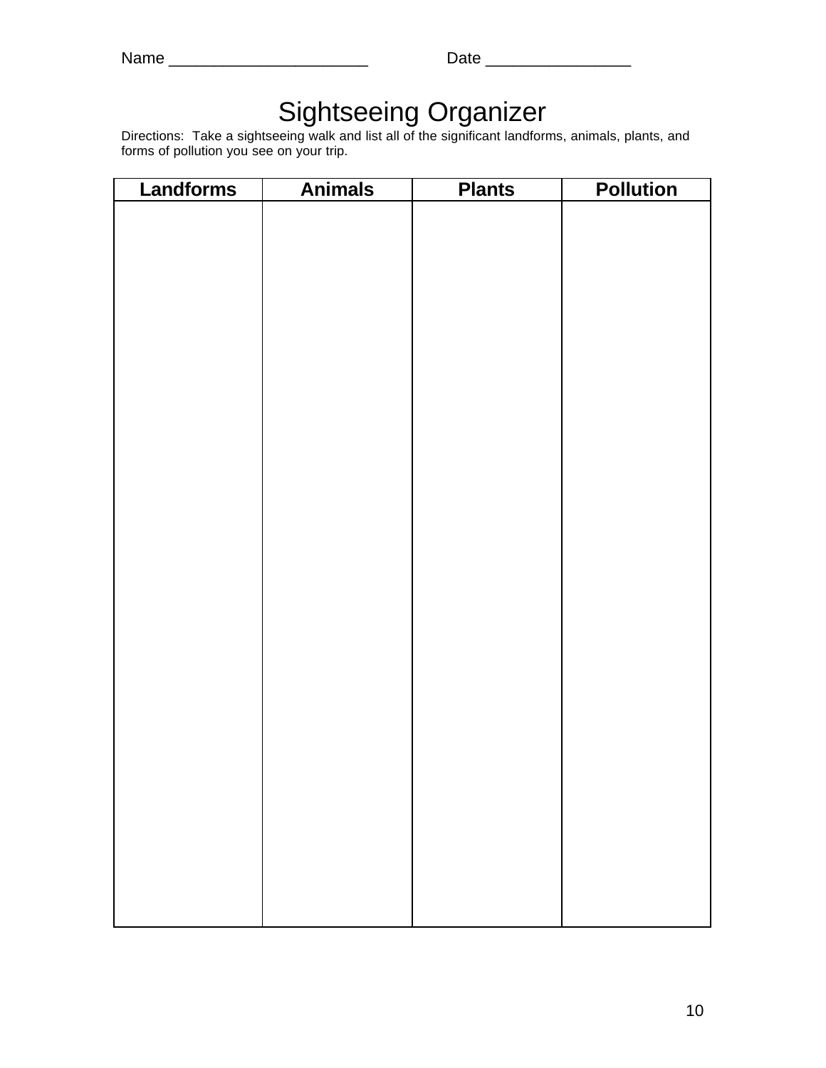Name ______________________ Date ________________

# Sightseeing Organizer

Directions: Take a sightseeing walk and list all of the significant landforms, animals, plants, and forms of pollution you see on your trip.

| Landforms | Animals | Plants | Pollution |
|---|---|---|---|
| | | | |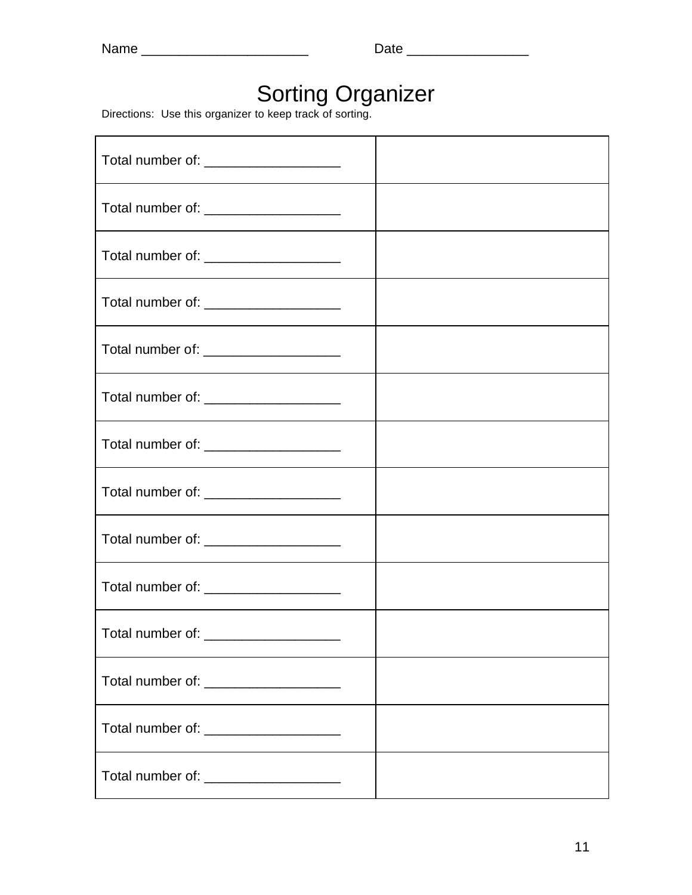Name ______________________ Date ________________

# Sorting Organizer

Directions: Use this organizer to keep track of sorting.

| | |
|---|---|
| Total number of: __________________ | |
| Total number of: __________________ | |
| Total number of: __________________ | |
| Total number of: __________________ | |
| Total number of: __________________ | |
| Total number of: __________________ | |
| Total number of: __________________ | |
| Total number of: __________________ | |
| Total number of: __________________ | |
| Total number of: __________________ | |
| Total number of: __________________ | |
| Total number of: __________________ | |
| Total number of: __________________ | |
| Total number of: __________________ | |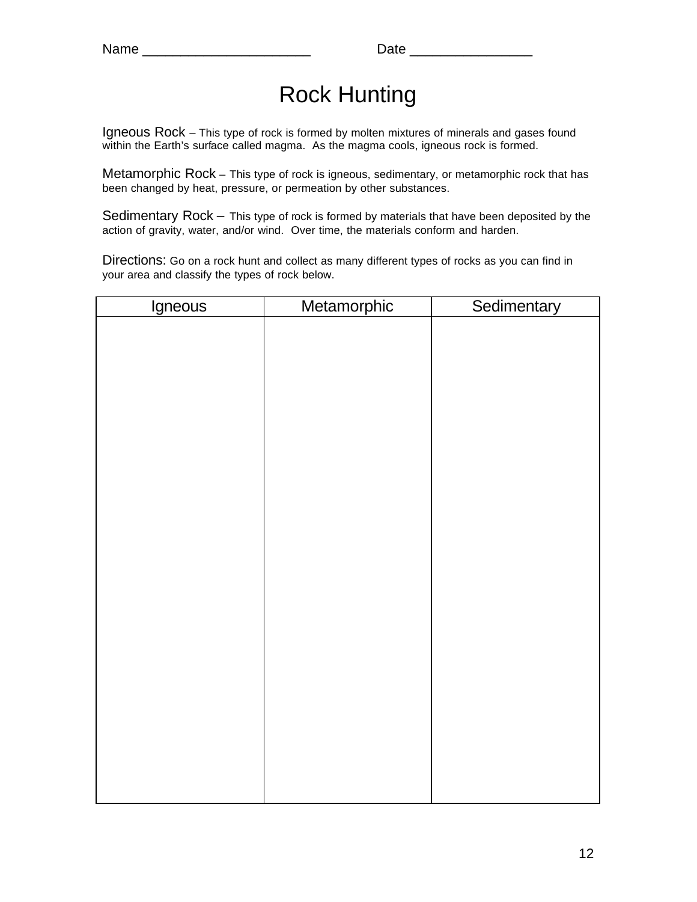Name ______________________ Date ________________

# Rock Hunting

Igneous Rock – This type of rock is formed by molten mixtures of minerals and gases found within the Earth's surface called magma. As the magma cools, igneous rock is formed.

Metamorphic Rock – This type of rock is igneous, sedimentary, or metamorphic rock that has been changed by heat, pressure, or permeation by other substances.

Sedimentary Rock – This type of rock is formed by materials that have been deposited by the action of gravity, water, and/or wind. Over time, the materials conform and harden.

Directions: Go on a rock hunt and collect as many different types of rocks as you can find in your area and classify the types of rock below.

| Igneous | Metamorphic | Sedimentary |
| --- | --- | --- |
| | | |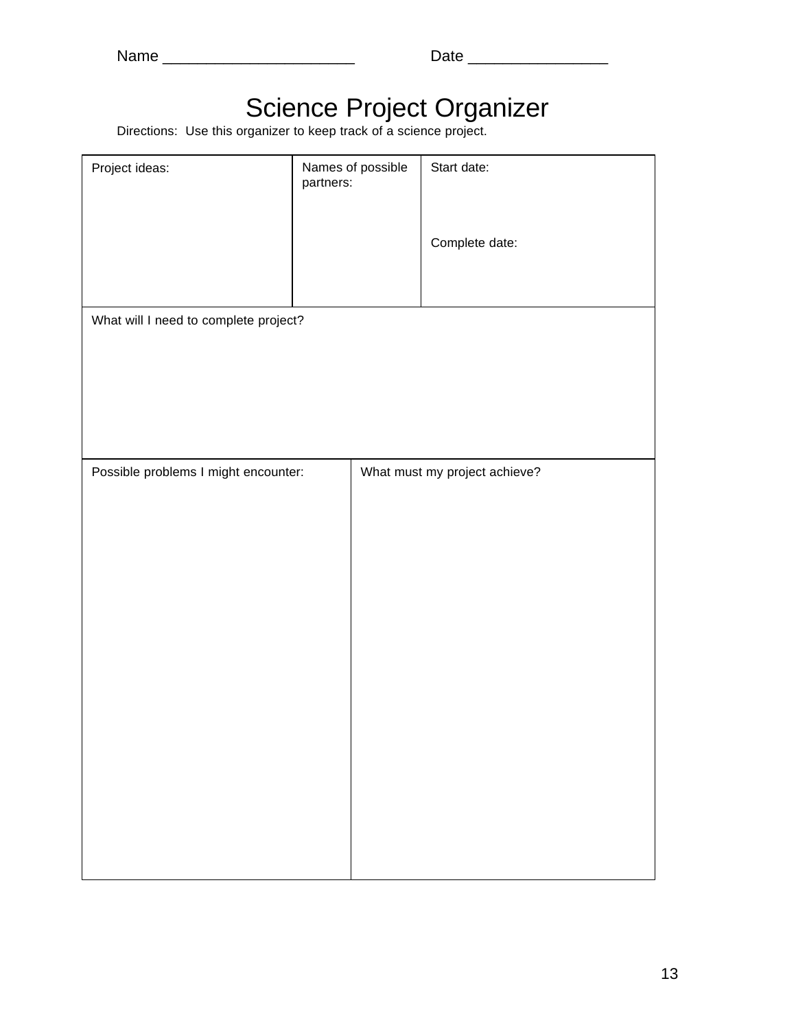Name ______________________ Date ________________

# Science Project Organizer

Directions: Use this organizer to keep track of a science project.

| Project ideas: | Names of possible partners: | Start date:<br><br>Complete date: |
|---|---|---|

| What will I need to complete project? |
|---|

| Possible problems I might encounter: | What must my project achieve? |
|---|---|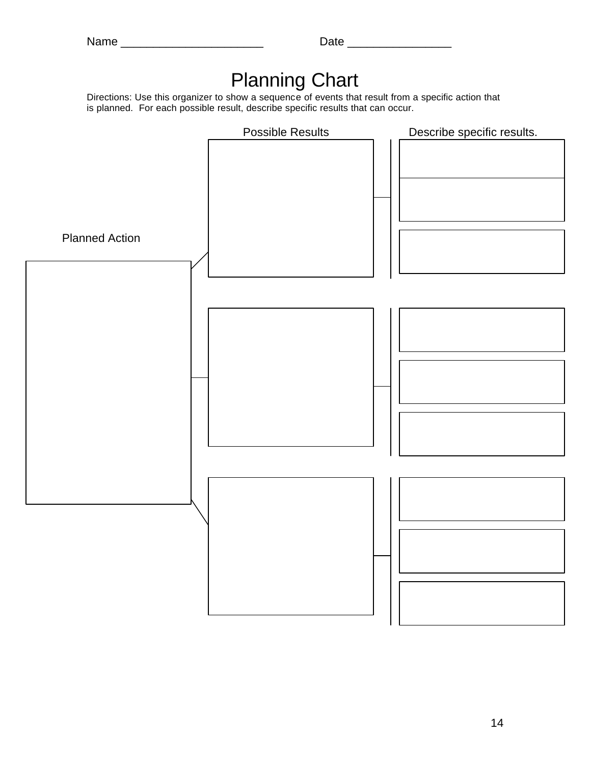Name ______________________ Date ________________

# Planning Chart

Directions: Use this organizer to show a sequence of events that result from a specific action that is planned. For each possible result, describe specific results that can occur.

| Planned Action | Possible Results | Describe specific results. |
|---|---|---|
| | | |
| | | |
| | | |
| | | |
| | | |
| | | |
| | | |
| | | |
| | | |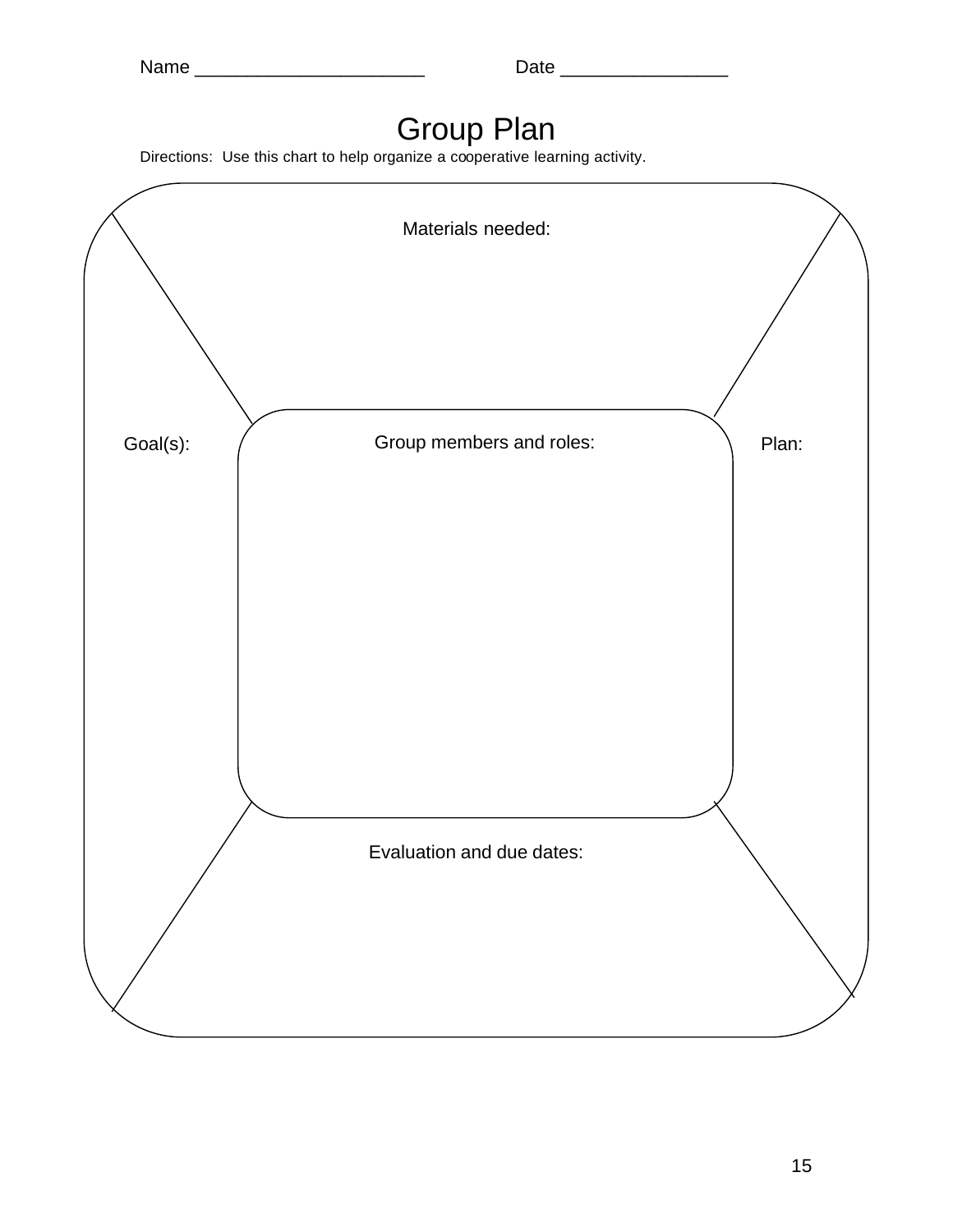Name ______________________ Date ________________

# Group Plan

Directions: Use this chart to help organize a cooperative learning activity.

Materials needed:

Goal(s):

Group members and roles:

Plan:

Evaluation and due dates: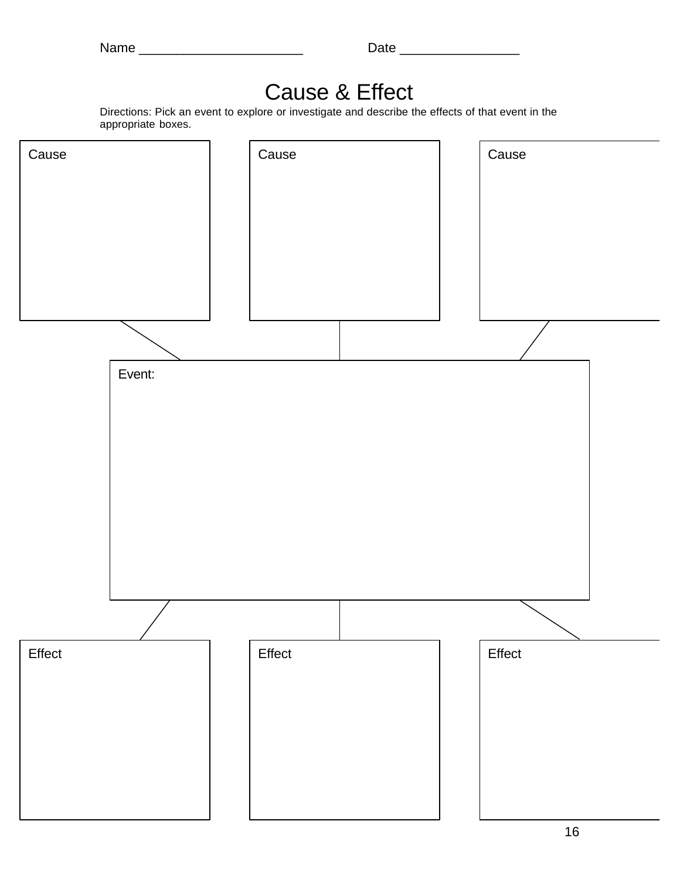Name ______________________ Date ________________

# Cause & Effect

Directions: Pick an event to explore or investigate and describe the effects of that event in the appropriate boxes.

Cause

Cause

Cause

Event:

Effect

Effect

Effect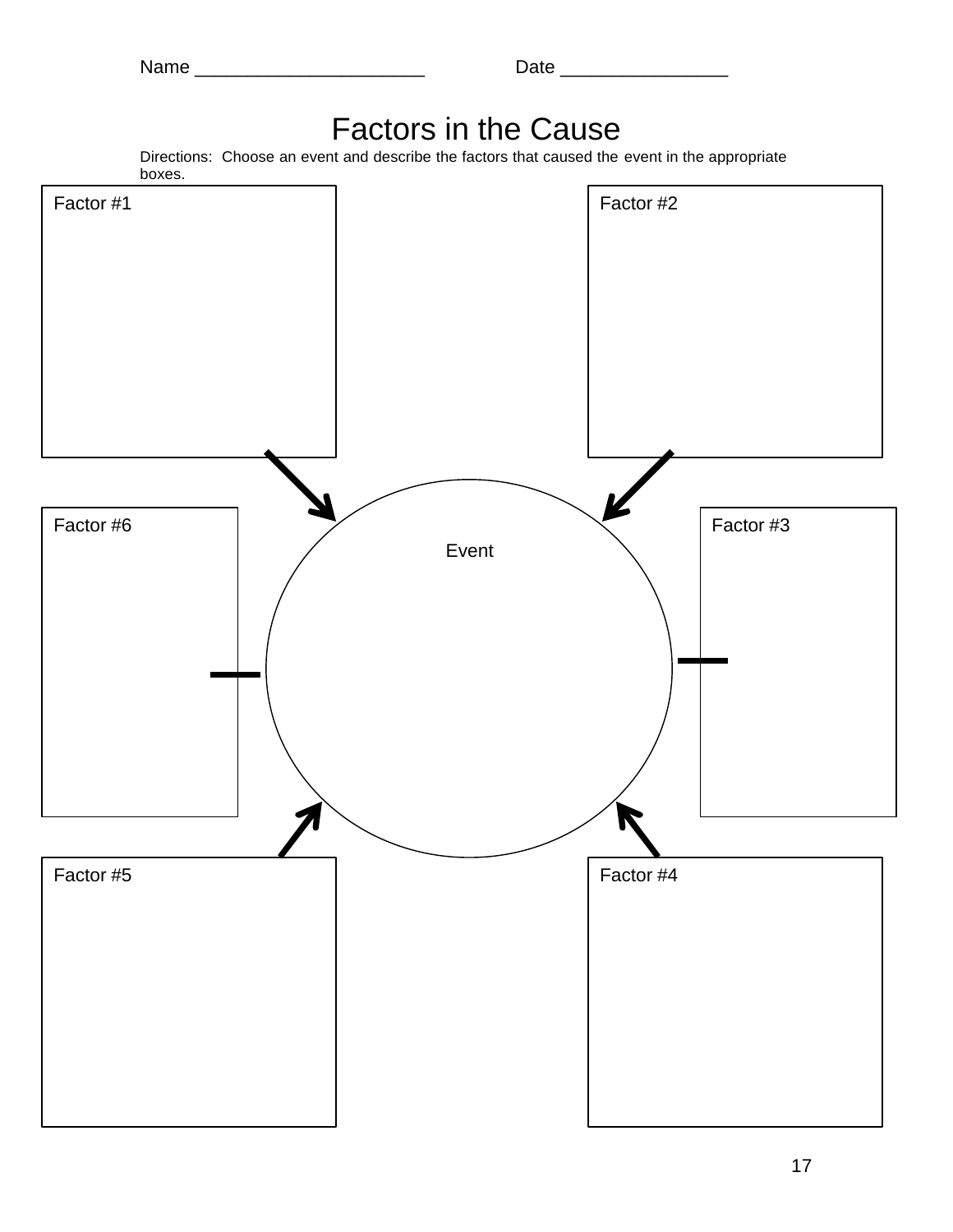Name ______________________ Date ________________

# Factors in the Cause

Directions: Choose an event and describe the factors that caused the event in the appropriate boxes.

Factor #1

Factor #2

Event

Factor #6

Factor #3

Factor #5

Factor #4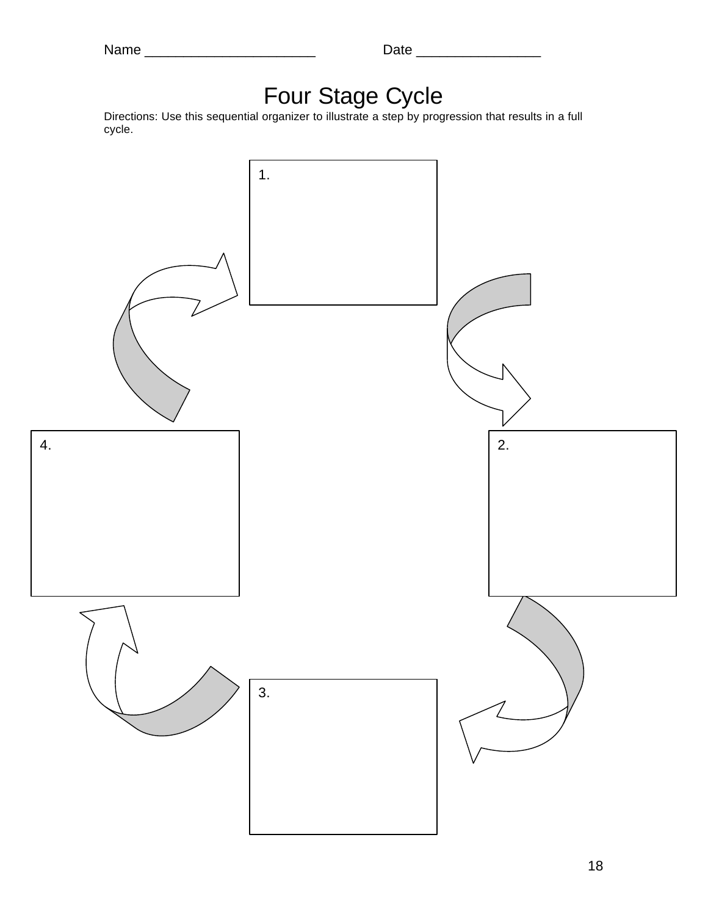Name ______________________ Date ________________

# Four Stage Cycle

Directions: Use this sequential organizer to illustrate a step by progression that results in a full cycle.

1.

2.

3.

4.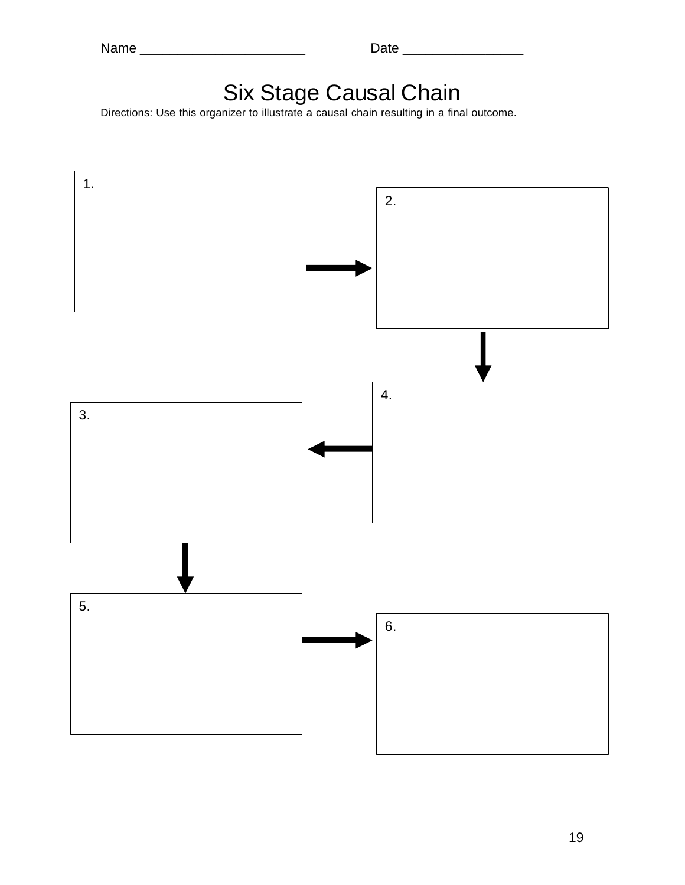Name ______________________ Date ________________

# Six Stage Causal Chain

Directions: Use this organizer to illustrate a causal chain resulting in a final outcome.

1.

2.

4.

3.

5.

6.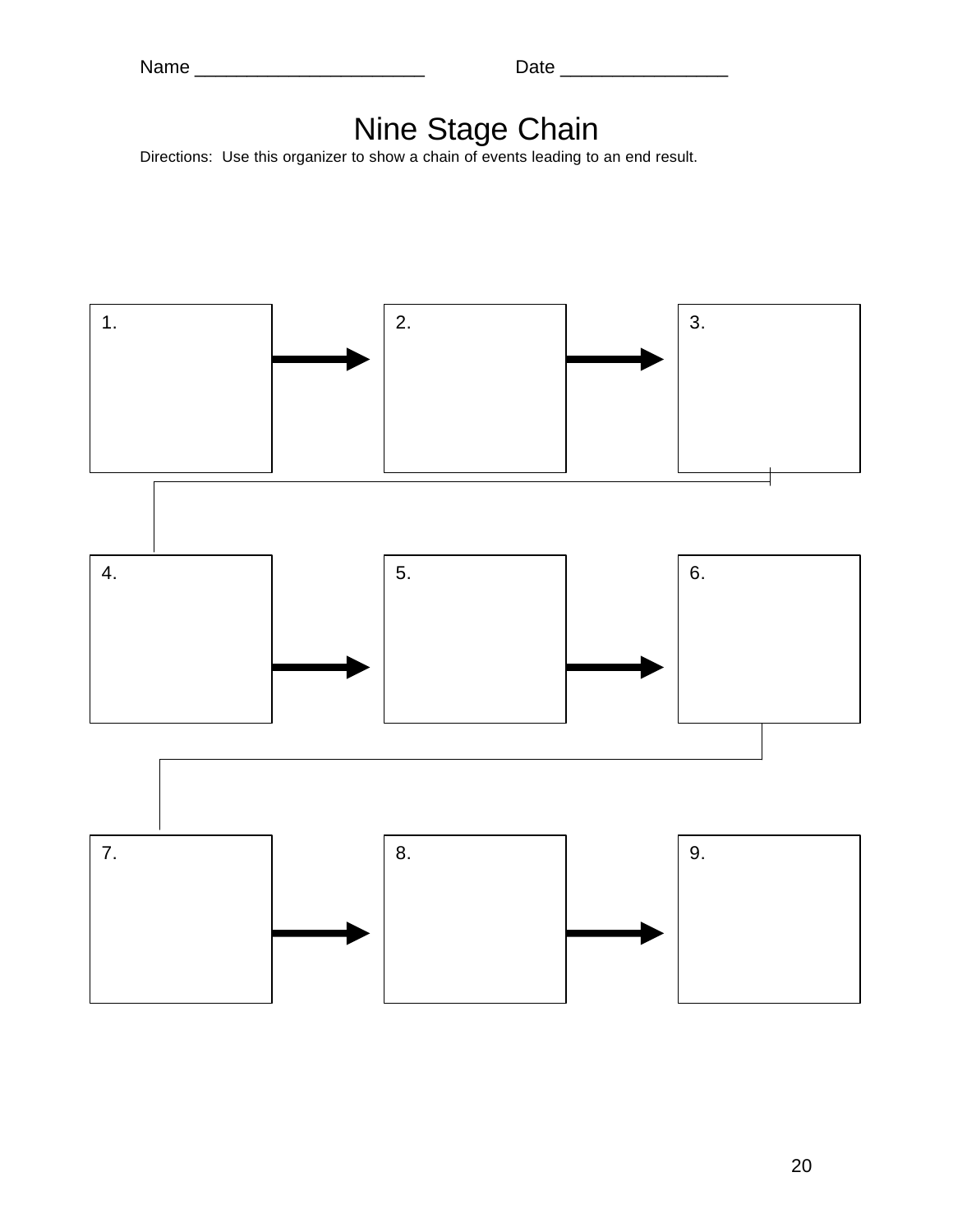Name ______________________ Date ________________

# Nine Stage Chain

Directions: Use this organizer to show a chain of events leading to an end result.

1. → 2. → 3.

4. → 5. → 6.

7. → 8. → 9.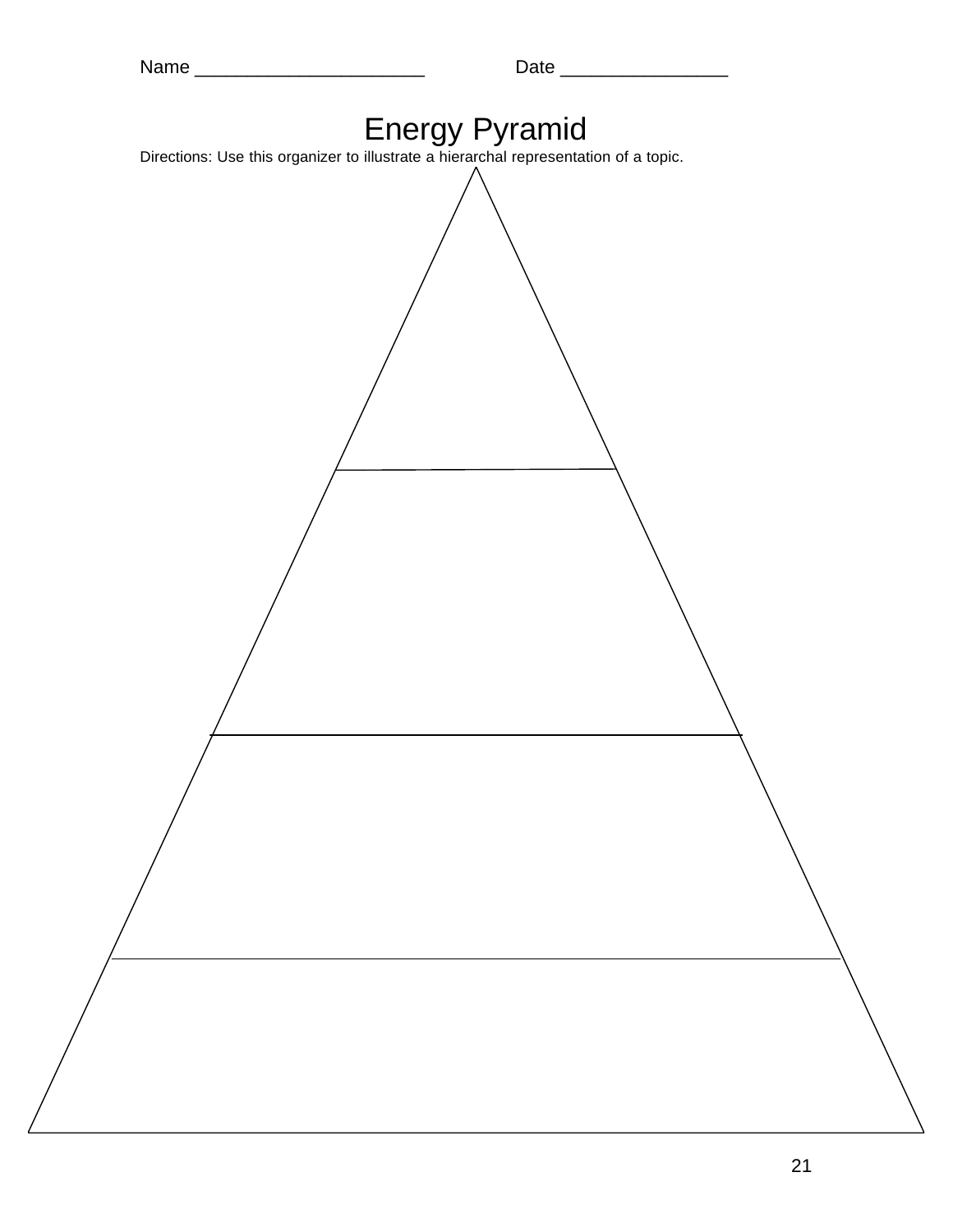Name ______________________ Date ________________

# Energy Pyramid

Directions: Use this organizer to illustrate a hierarchal representation of a topic.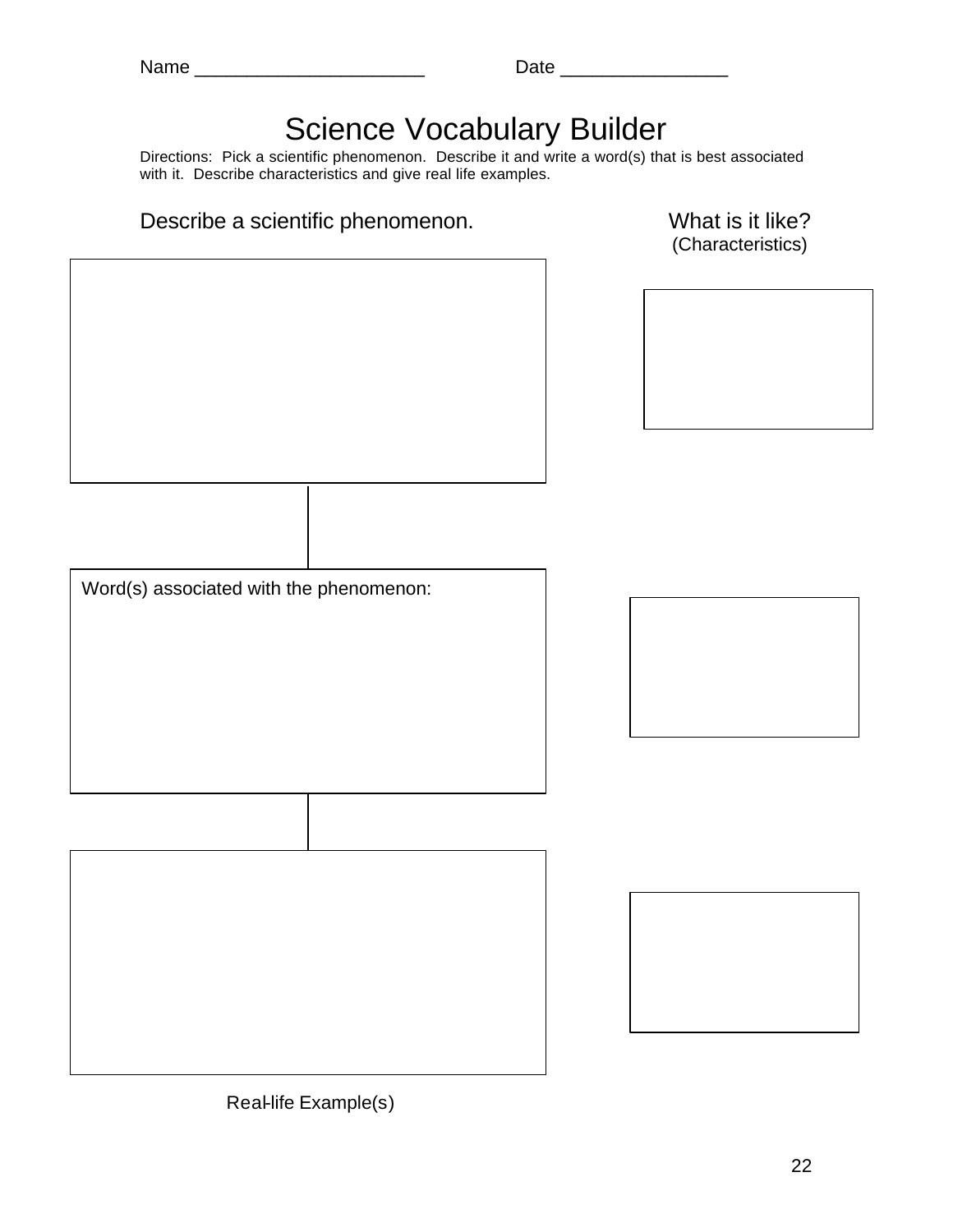Name ______________________ Date ________________

# Science Vocabulary Builder

Directions: Pick a scientific phenomenon. Describe it and write a word(s) that is best associated with it. Describe characteristics and give real life examples.

Describe a scientific phenomenon.

What is it like?
(Characteristics)

Word(s) associated with the phenomenon:

Real-life Example(s)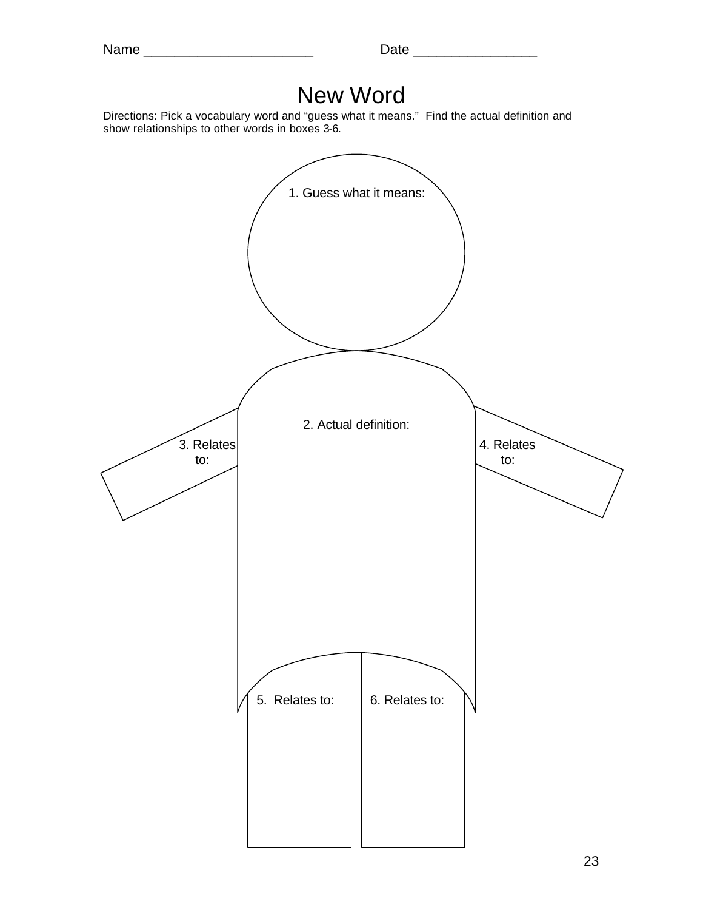Name ______________________ Date ________________

# New Word

Directions: Pick a vocabulary word and "guess what it means." Find the actual definition and show relationships to other words in boxes 3-6.

1. Guess what it means:

2. Actual definition:

3. Relates to:

4. Relates to:

5. Relates to:

6. Relates to: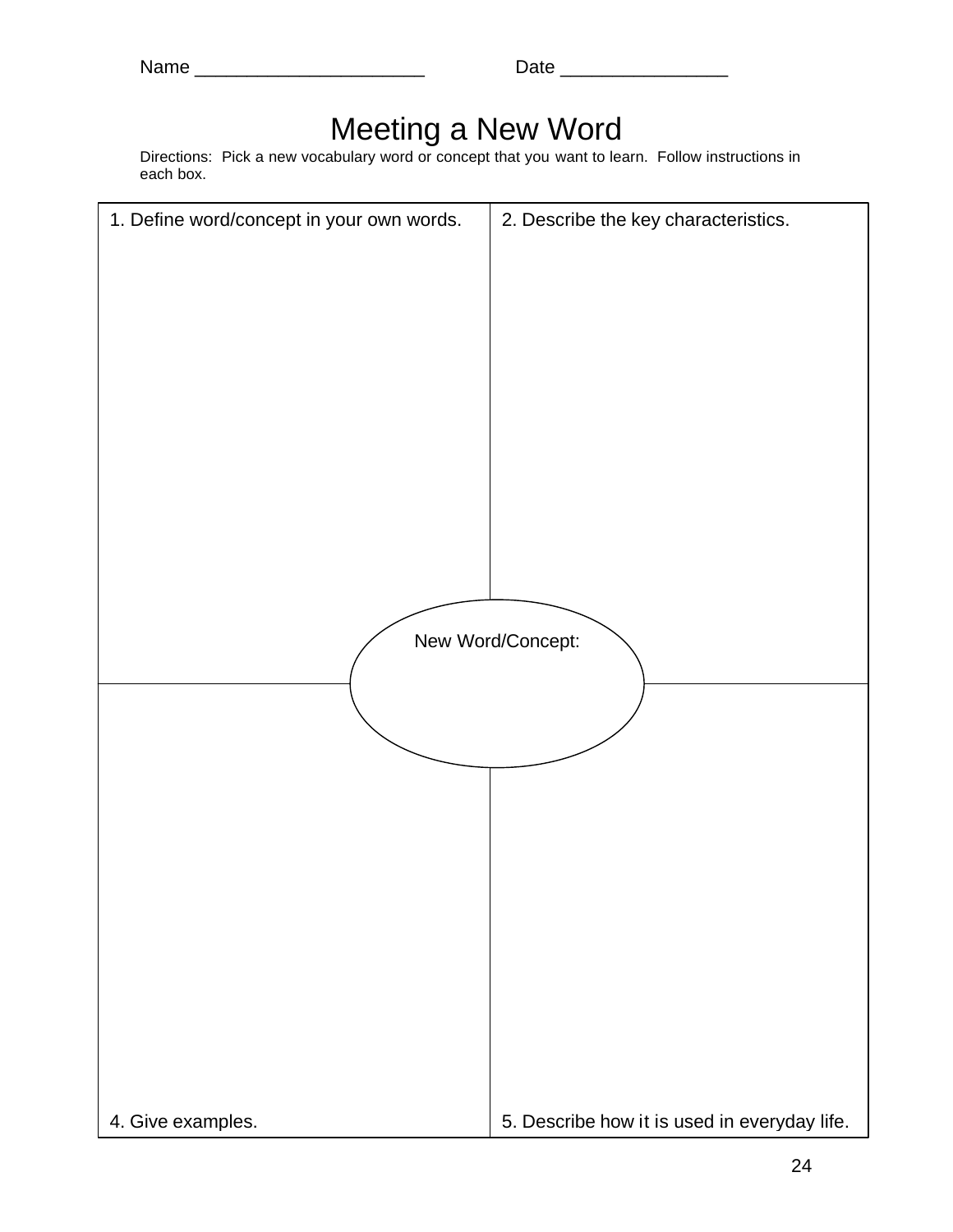Name ______________________ Date ________________

# Meeting a New Word

Directions: Pick a new vocabulary word or concept that you want to learn. Follow instructions in each box.

| 1. Define word/concept in your own words. | 2. Describe the key characteristics. |
| --- | --- |
| 4. Give examples. | 5. Describe how it is used in everyday life. |

New Word/Concept: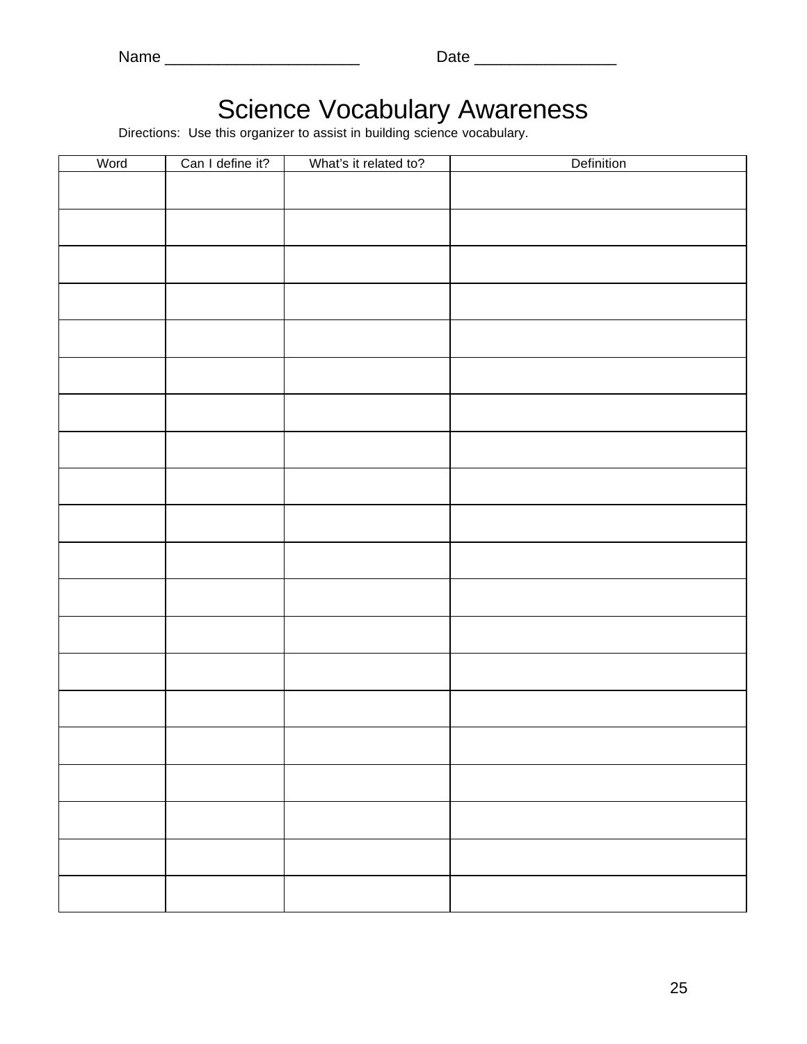Name ______________________ Date ________________

# Science Vocabulary Awareness

Directions: Use this organizer to assist in building science vocabulary.

| Word | Can I define it? | What's it related to? | Definition |
| --- | --- | --- | --- |
| | | | |
| | | | |
| | | | |
| | | | |
| | | | |
| | | | |
| | | | |
| | | | |
| | | | |
| | | | |
| | | | |
| | | | |
| | | | |
| | | | |
| | | | |
| | | | |
| | | | |
| | | | |
| | | | |
| | | | |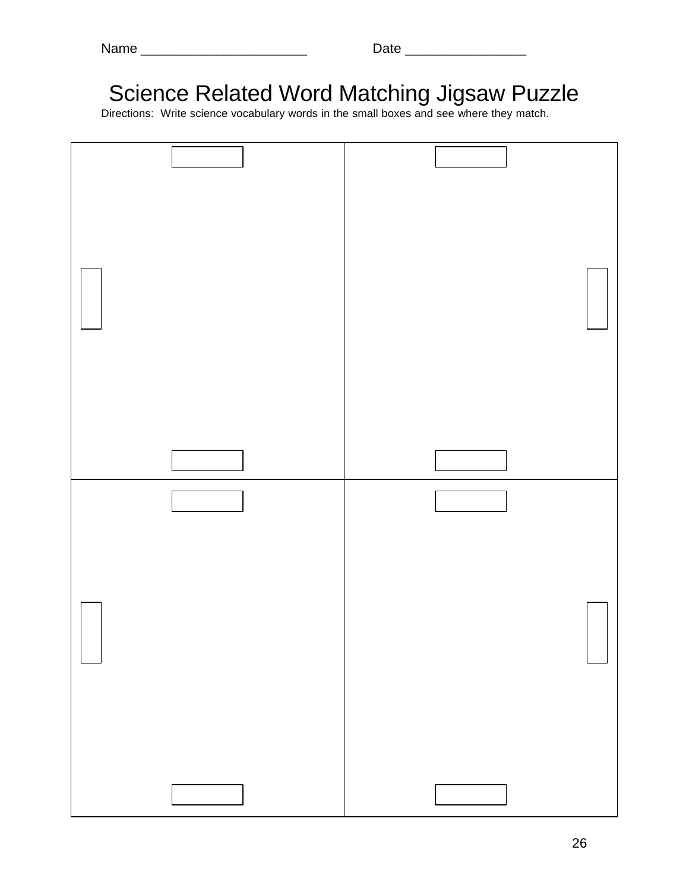Name ______________________ Date ________________

# Science Related Word Matching Jigsaw Puzzle

Directions: Write science vocabulary words in the small boxes and see where they match.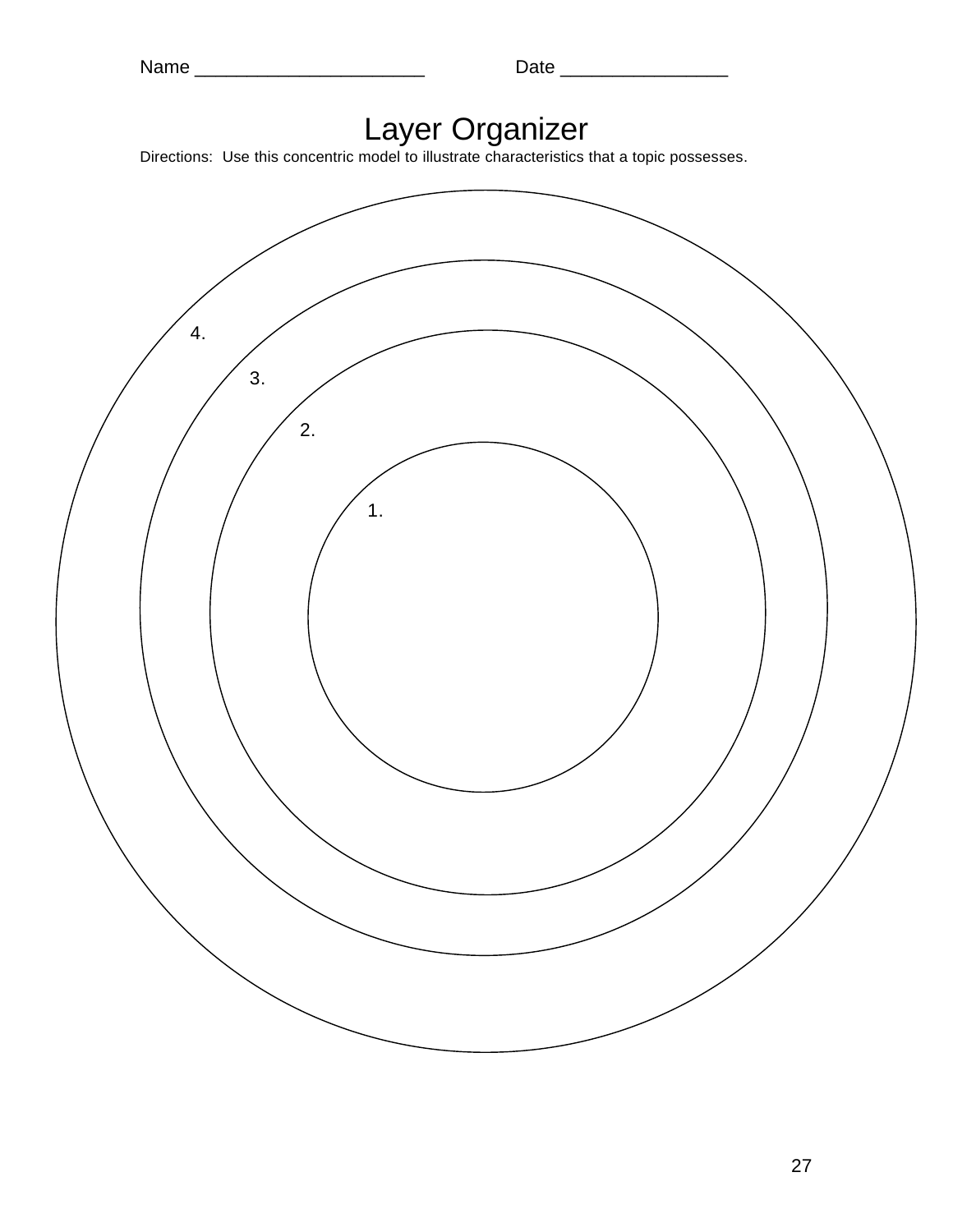Name ______________________ Date ________________

# Layer Organizer

Directions: Use this concentric model to illustrate characteristics that a topic possesses.

4.

3.

2.

1.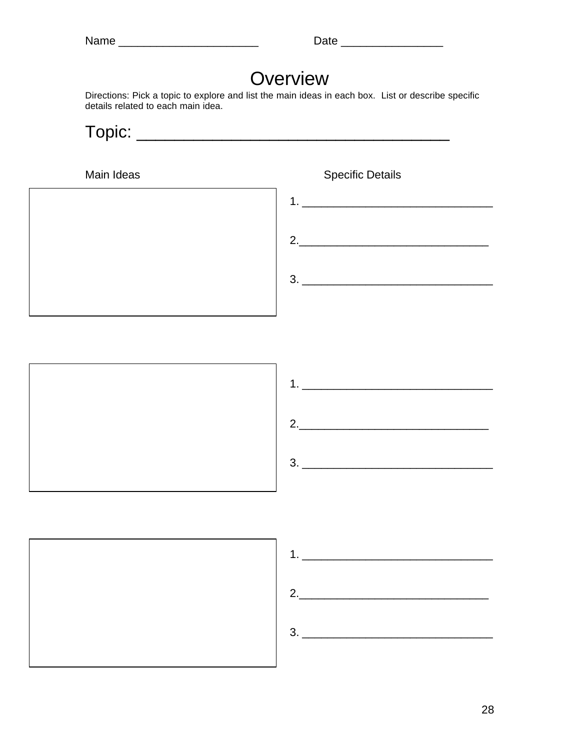Name ______________________ Date ________________

# Overview

Directions: Pick a topic to explore and list the main ideas in each box. List or describe specific details related to each main idea.

## Topic: ___________________________________

| Main Ideas | Specific Details |
| --- | --- |
| | 1. ______________________________ |
| | 2. ______________________________ |
| | 3. ______________________________ |

| Main Ideas | Specific Details |
| --- | --- |
| | 1. ______________________________ |
| | 2. ______________________________ |
| | 3. ______________________________ |

| Main Ideas | Specific Details |
| --- | --- |
| | 1. ______________________________ |
| | 2. ______________________________ |
| | 3. ______________________________ |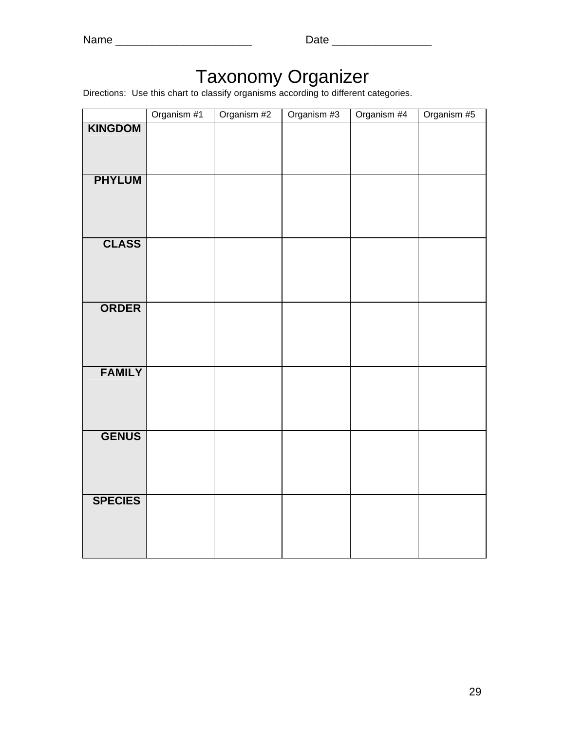Name ______________________ Date ________________

# Taxonomy Organizer

Directions: Use this chart to classify organisms according to different categories.

| | Organism #1 | Organism #2 | Organism #3 | Organism #4 | Organism #5 |
|---|---|---|---|---|---|
| **KINGDOM** | | | | | |
| **PHYLUM** | | | | | |
| **CLASS** | | | | | |
| **ORDER** | | | | | |
| **FAMILY** | | | | | |
| **GENUS** | | | | | |
| **SPECIES** | | | | | |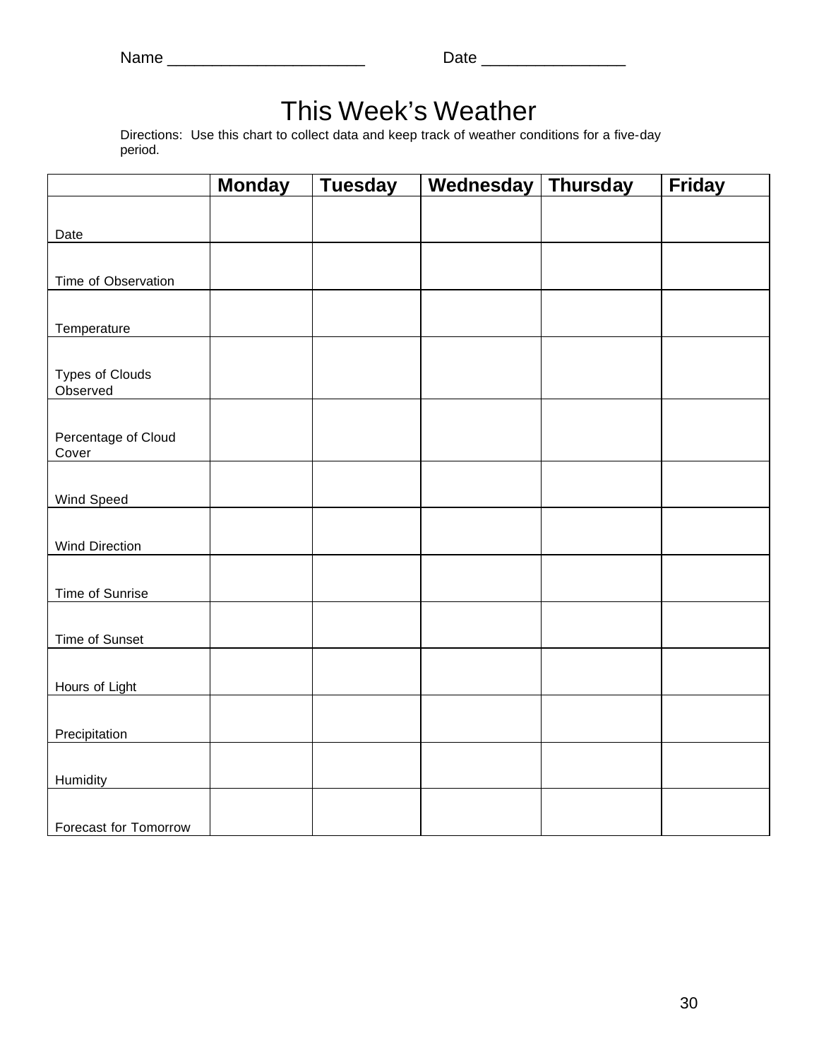Name ______________________ Date ________________

# This Week's Weather

Directions: Use this chart to collect data and keep track of weather conditions for a five-day period.

| | **Monday** | **Tuesday** | **Wednesday** | **Thursday** | **Friday** |
|---|---|---|---|---|---|
| Date | | | | | |
| Time of Observation | | | | | |
| Temperature | | | | | |
| Types of Clouds Observed | | | | | |
| Percentage of Cloud Cover | | | | | |
| Wind Speed | | | | | |
| Wind Direction | | | | | |
| Time of Sunrise | | | | | |
| Time of Sunset | | | | | |
| Hours of Light | | | | | |
| Precipitation | | | | | |
| Humidity | | | | | |
| Forecast for Tomorrow | | | | | |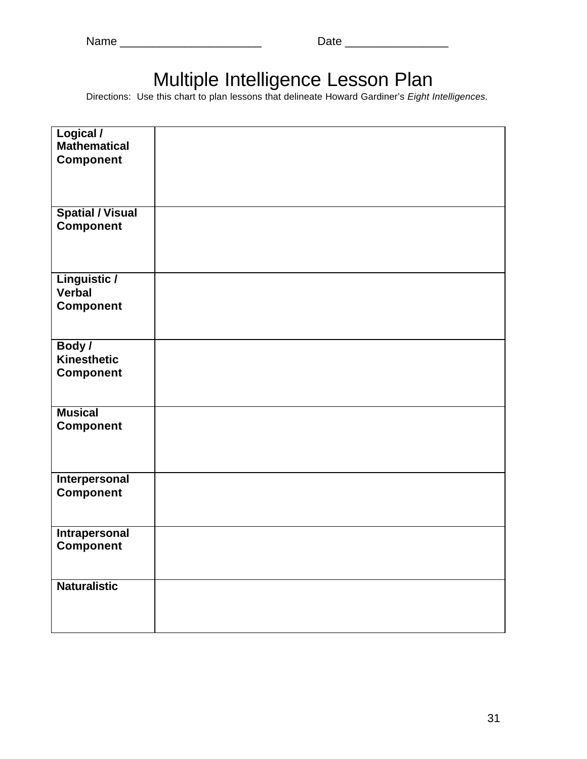Name ______________________ Date ________________

# Multiple Intelligence Lesson Plan

Directions: Use this chart to plan lessons that delineate Howard Gardiner's *Eight Intelligences.*

| | |
|---|---|
| **Logical / Mathematical Component** | |
| **Spatial / Visual Component** | |
| **Linguistic / Verbal Component** | |
| **Body / Kinesthetic Component** | |
| **Musical Component** | |
| **Interpersonal Component** | |
| **Intrapersonal Component** | |
| **Naturalistic** | |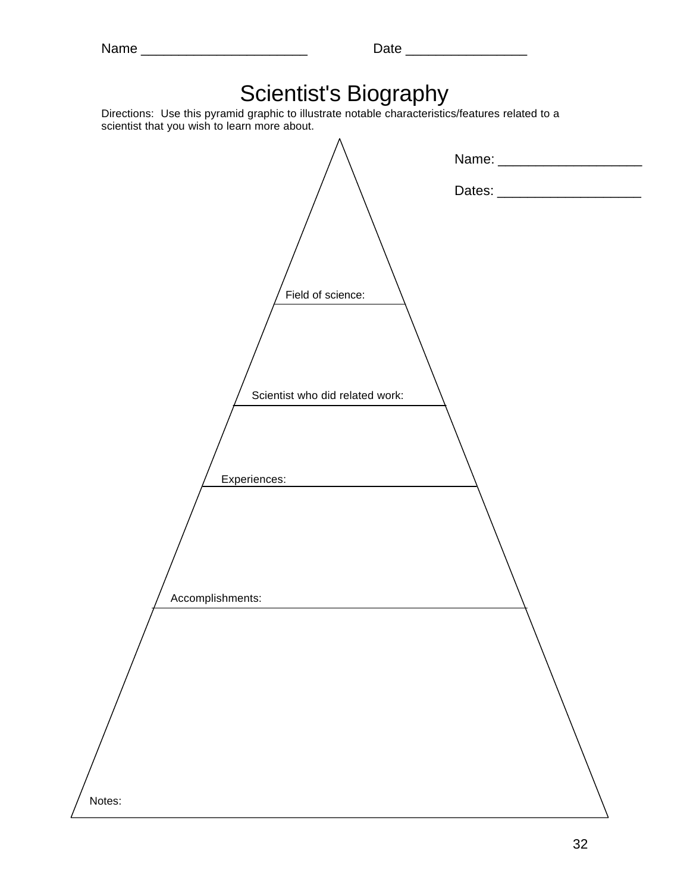Name ______________________ Date ________________

# Scientist's Biography

Directions: Use this pyramid graphic to illustrate notable characteristics/features related to a scientist that you wish to learn more about.

Name: ___________________

Dates: ___________________

Field of science:

Scientist who did related work:

Experiences:

Accomplishments:

Notes: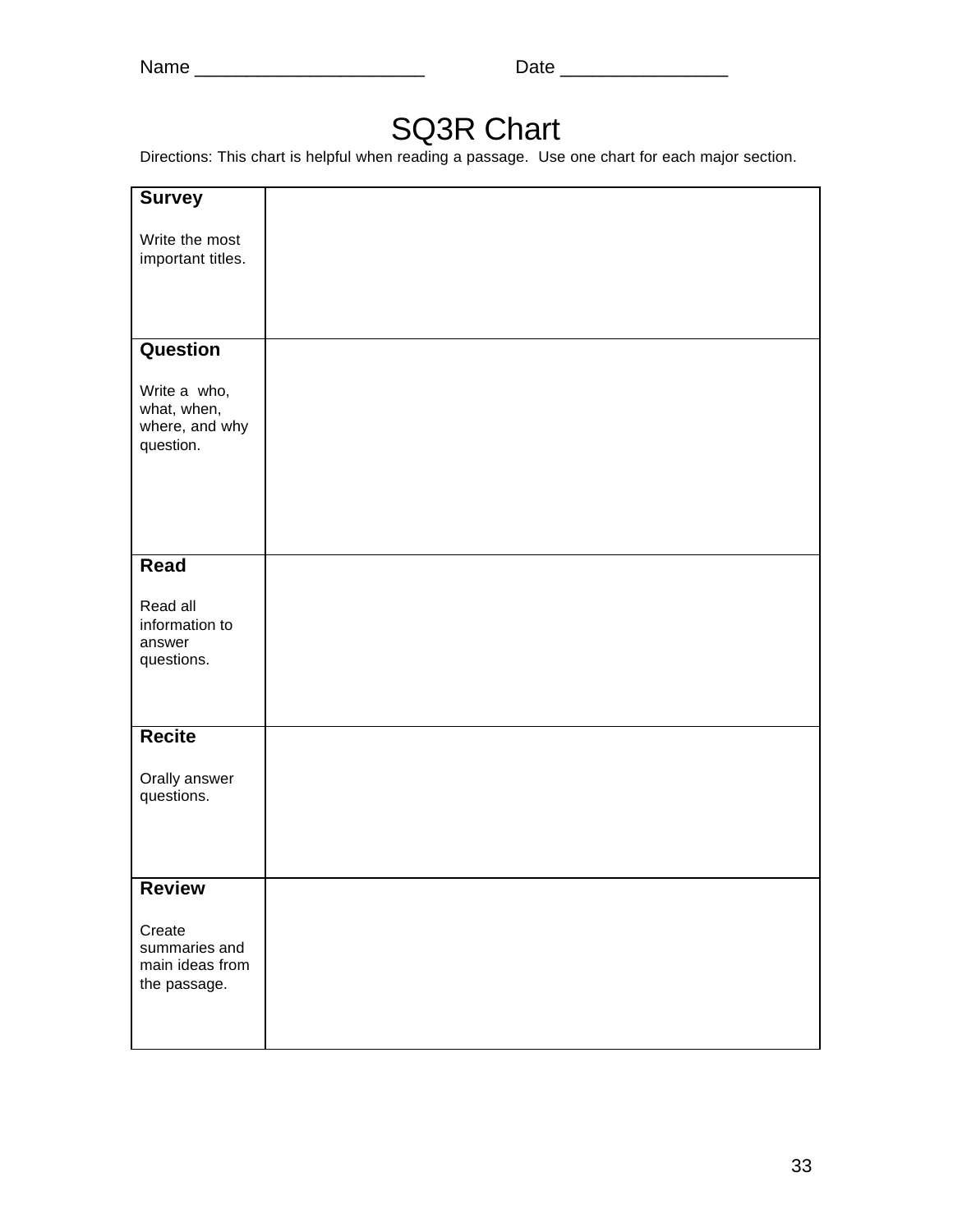Name ______________________ Date ________________

# SQ3R Chart

Directions: This chart is helpful when reading a passage. Use one chart for each major section.

| | |
|---|---|
| **Survey**<br><br>Write the most important titles. | |
| **Question**<br><br>Write a who, what, when, where, and why question. | |
| **Read**<br><br>Read all information to answer questions. | |
| **Recite**<br><br>Orally answer questions. | |
| **Review**<br><br>Create summaries and main ideas from the passage. | |